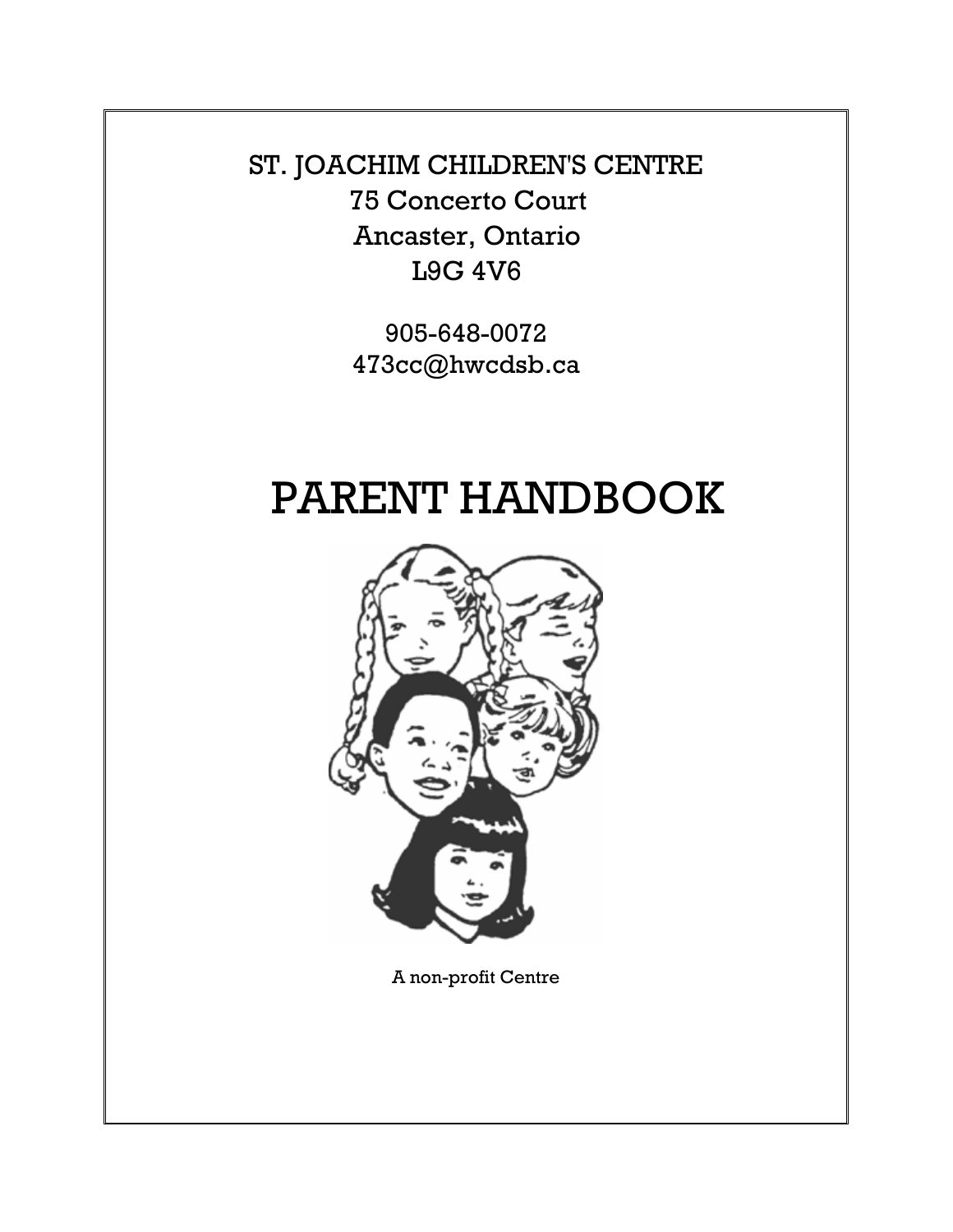ST. JOACHIM CHILDREN'S CENTRE
75 Concerto Court
Ancaster, Ontario
L9G 4V6

905-648-0072
473cc@hwcdsb.ca

# PARENT HANDBOOK

A non-profit Centre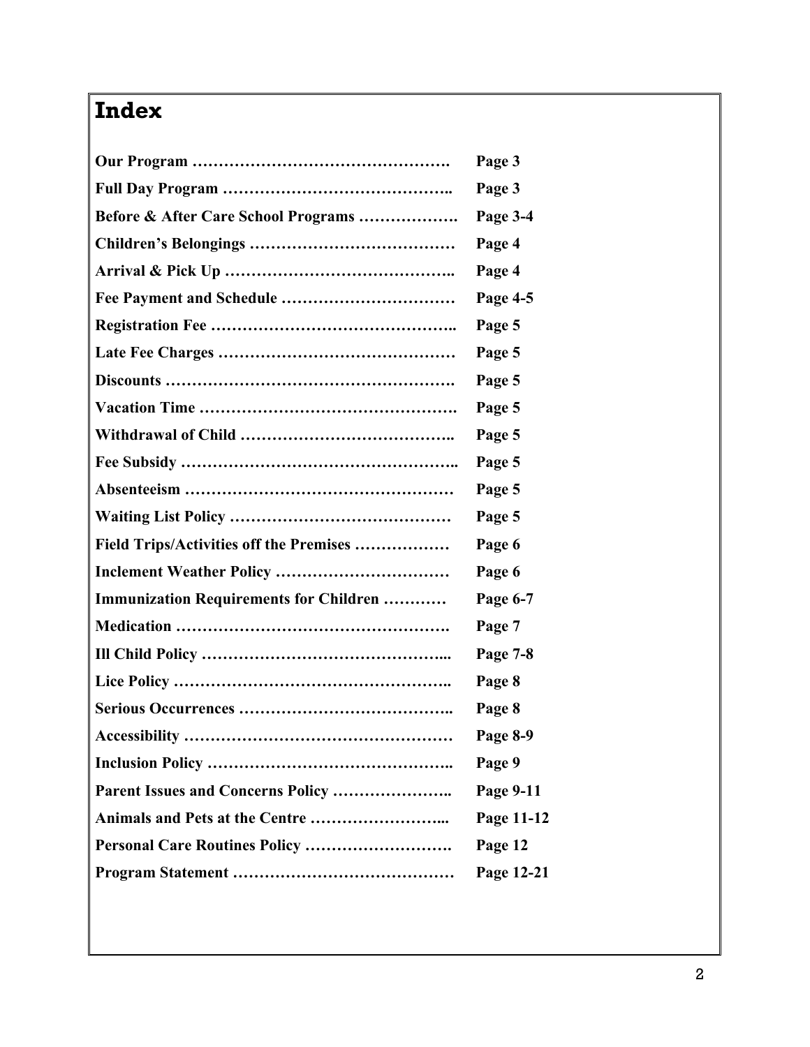# Index

| | |
|---|---|
| **Our Program …………………………………………** | **Page 3** |
| **Full Day Program ……………………………………..** | **Page 3** |
| **Before & After Care School Programs ……………….** | **Page 3-4** |
| **Children's Belongings …………………………………** | **Page 4** |
| **Arrival & Pick Up ……………………………………..** | **Page 4** |
| **Fee Payment and Schedule ……………………………** | **Page 4-5** |
| **Registration Fee ………………………………………..** | **Page 5** |
| **Late Fee Charges ………………………………………** | **Page 5** |
| **Discounts ……………………………………………….** | **Page 5** |
| **Vacation Time ………………………………………….** | **Page 5** |
| **Withdrawal of Child …………………………………..** | **Page 5** |
| **Fee Subsidy ……………………………………………..** | **Page 5** |
| **Absenteeism ……………………………………………** | **Page 5** |
| **Waiting List Policy ……………………………………** | **Page 5** |
| **Field Trips/Activities off the Premises ………………** | **Page 6** |
| **Inclement Weather Policy ……………………………** | **Page 6** |
| **Immunization Requirements for Children …………** | **Page 6-7** |
| **Medication …………………………………………….** | **Page 7** |
| **Ill Child Policy ………………………………………...** | **Page 7-8** |
| **Lice Policy ……………………………………………..** | **Page 8** |
| **Serious Occurrences …………………………………..** | **Page 8** |
| **Accessibility ……………………………………………** | **Page 8-9** |
| **Inclusion Policy ………………………………………..** | **Page 9** |
| **Parent Issues and Concerns Policy …………………..** | **Page 9-11** |
| **Animals and Pets at the Centre ……………………...** | **Page 11-12** |
| **Personal Care Routines Policy ……………………….** | **Page 12** |
| **Program Statement ……………………………………** | **Page 12-21** |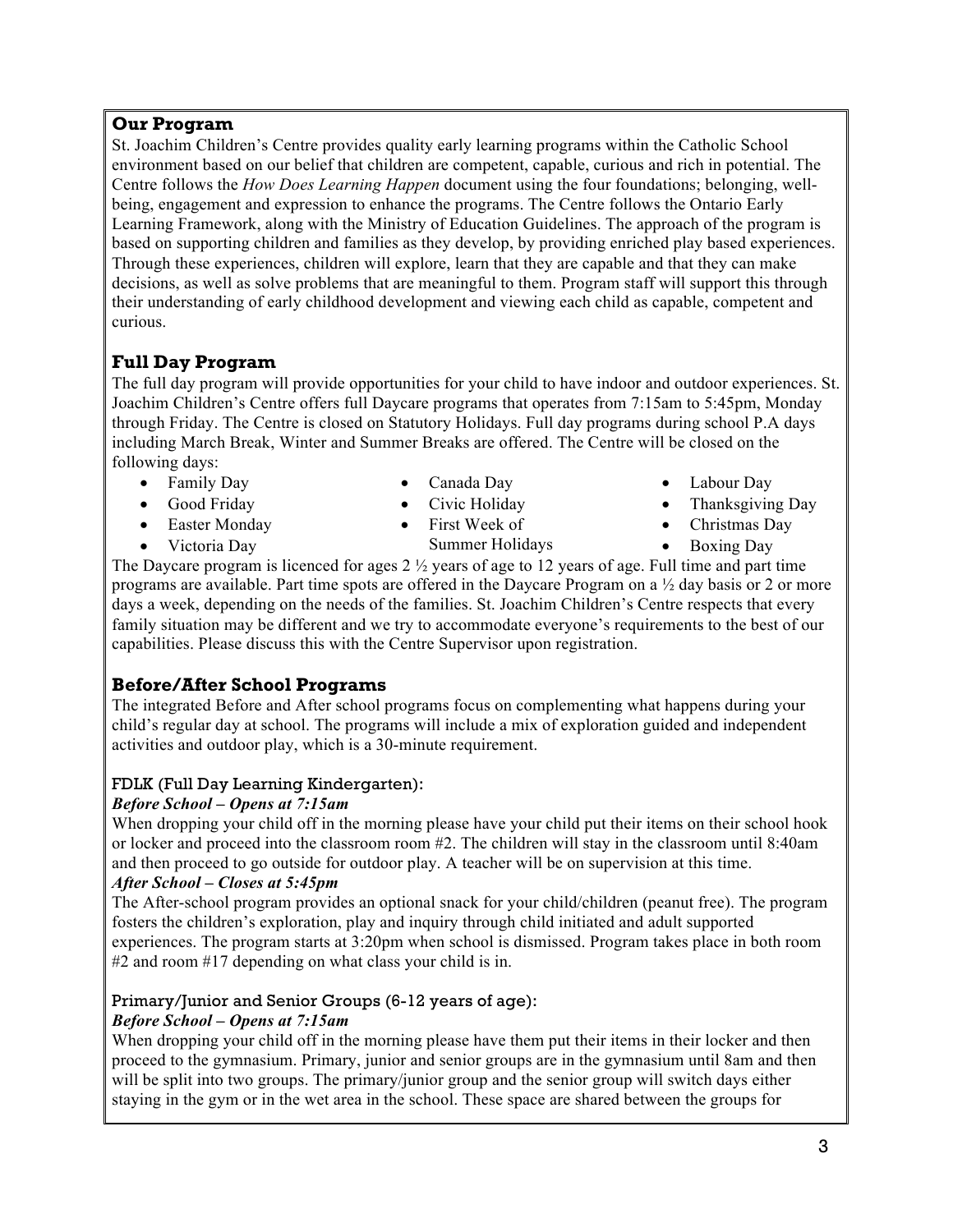## Our Program

St. Joachim Children's Centre provides quality early learning programs within the Catholic School environment based on our belief that children are competent, capable, curious and rich in potential. The Centre follows the *How Does Learning Happen* document using the four foundations; belonging, well-being, engagement and expression to enhance the programs. The Centre follows the Ontario Early Learning Framework, along with the Ministry of Education Guidelines. The approach of the program is based on supporting children and families as they develop, by providing enriched play based experiences. Through these experiences, children will explore, learn that they are capable and that they can make decisions, as well as solve problems that are meaningful to them. Program staff will support this through their understanding of early childhood development and viewing each child as capable, competent and curious.

## Full Day Program

The full day program will provide opportunities for your child to have indoor and outdoor experiences. St. Joachim Children's Centre offers full Daycare programs that operates from 7:15am to 5:45pm, Monday through Friday. The Centre is closed on Statutory Holidays. Full day programs during school P.A days including March Break, Winter and Summer Breaks are offered. The Centre will be closed on the following days:

- Family Day
- Good Friday
- Easter Monday
- Victoria Day
- Canada Day
- Civic Holiday
- First Week of Summer Holidays
- Labour Day
- Thanksgiving Day
- Christmas Day
- Boxing Day

The Daycare program is licenced for ages 2 ½ years of age to 12 years of age. Full time and part time programs are available. Part time spots are offered in the Daycare Program on a ½ day basis or 2 or more days a week, depending on the needs of the families. St. Joachim Children's Centre respects that every family situation may be different and we try to accommodate everyone's requirements to the best of our capabilities. Please discuss this with the Centre Supervisor upon registration.

## Before/After School Programs

The integrated Before and After school programs focus on complementing what happens during your child's regular day at school. The programs will include a mix of exploration guided and independent activities and outdoor play, which is a 30-minute requirement.

### FDLK (Full Day Learning Kindergarten):

***Before School – Opens at 7:15am***

When dropping your child off in the morning please have your child put their items on their school hook or locker and proceed into the classroom room #2. The children will stay in the classroom until 8:40am and then proceed to go outside for outdoor play. A teacher will be on supervision at this time.

***After School – Closes at 5:45pm***

The After-school program provides an optional snack for your child/children (peanut free). The program fosters the children's exploration, play and inquiry through child initiated and adult supported experiences. The program starts at 3:20pm when school is dismissed. Program takes place in both room #2 and room #17 depending on what class your child is in.

### Primary/Junior and Senior Groups (6-12 years of age):

***Before School – Opens at 7:15am***

When dropping your child off in the morning please have them put their items in their locker and then proceed to the gymnasium. Primary, junior and senior groups are in the gymnasium until 8am and then will be split into two groups. The primary/junior group and the senior group will switch days either staying in the gym or in the wet area in the school. These space are shared between the groups for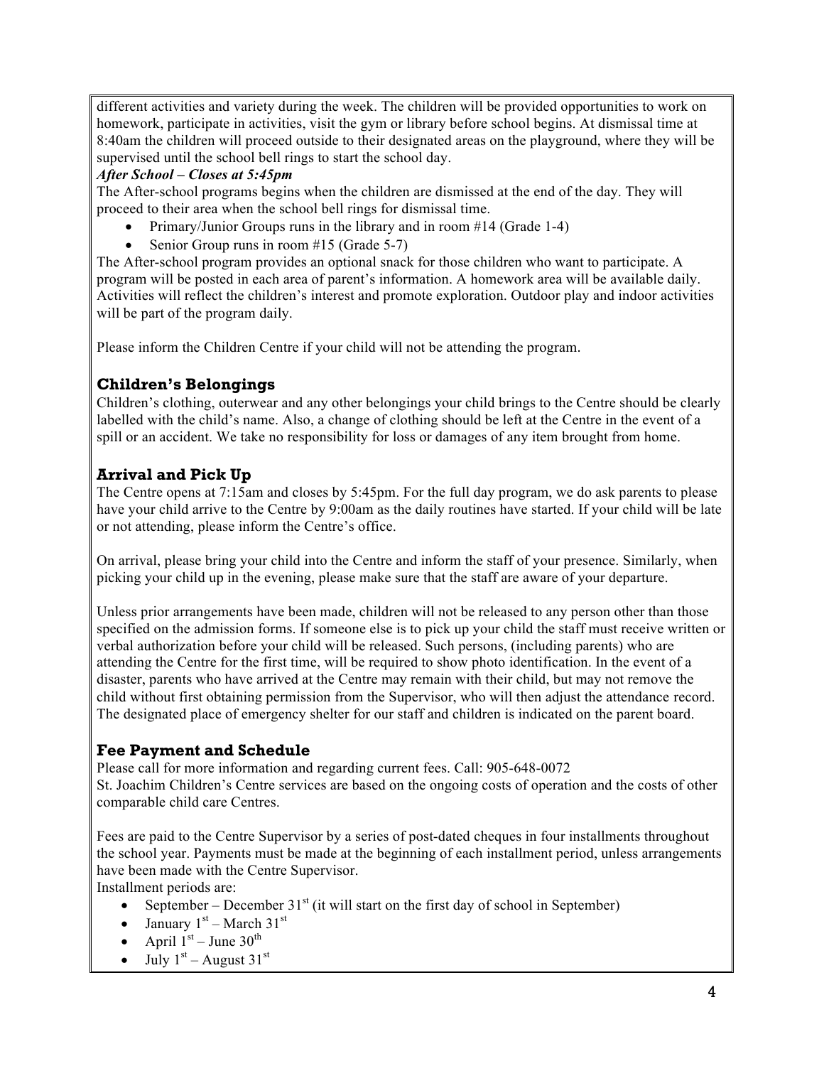different activities and variety during the week. The children will be provided opportunities to work on homework, participate in activities, visit the gym or library before school begins. At dismissal time at 8:40am the children will proceed outside to their designated areas on the playground, where they will be supervised until the school bell rings to start the school day.

***After School – Closes at 5:45pm***

The After-school programs begins when the children are dismissed at the end of the day. They will proceed to their area when the school bell rings for dismissal time.

- Primary/Junior Groups runs in the library and in room #14 (Grade 1-4)
- Senior Group runs in room #15 (Grade 5-7)

The After-school program provides an optional snack for those children who want to participate. A program will be posted in each area of parent's information. A homework area will be available daily. Activities will reflect the children's interest and promote exploration. Outdoor play and indoor activities will be part of the program daily.

Please inform the Children Centre if your child will not be attending the program.

## Children's Belongings

Children's clothing, outerwear and any other belongings your child brings to the Centre should be clearly labelled with the child's name. Also, a change of clothing should be left at the Centre in the event of a spill or an accident. We take no responsibility for loss or damages of any item brought from home.

## Arrival and Pick Up

The Centre opens at 7:15am and closes by 5:45pm. For the full day program, we do ask parents to please have your child arrive to the Centre by 9:00am as the daily routines have started. If your child will be late or not attending, please inform the Centre's office.

On arrival, please bring your child into the Centre and inform the staff of your presence. Similarly, when picking your child up in the evening, please make sure that the staff are aware of your departure.

Unless prior arrangements have been made, children will not be released to any person other than those specified on the admission forms. If someone else is to pick up your child the staff must receive written or verbal authorization before your child will be released. Such persons, (including parents) who are attending the Centre for the first time, will be required to show photo identification. In the event of a disaster, parents who have arrived at the Centre may remain with their child, but may not remove the child without first obtaining permission from the Supervisor, who will then adjust the attendance record. The designated place of emergency shelter for our staff and children is indicated on the parent board.

## Fee Payment and Schedule

Please call for more information and regarding current fees. Call: 905-648-0072
St. Joachim Children's Centre services are based on the ongoing costs of operation and the costs of other comparable child care Centres.

Fees are paid to the Centre Supervisor by a series of post-dated cheques in four installments throughout the school year. Payments must be made at the beginning of each installment period, unless arrangements have been made with the Centre Supervisor.

Installment periods are:

- September – December 31st (it will start on the first day of school in September)
- January 1st – March 31st
- April 1st – June 30th
- July 1st – August 31st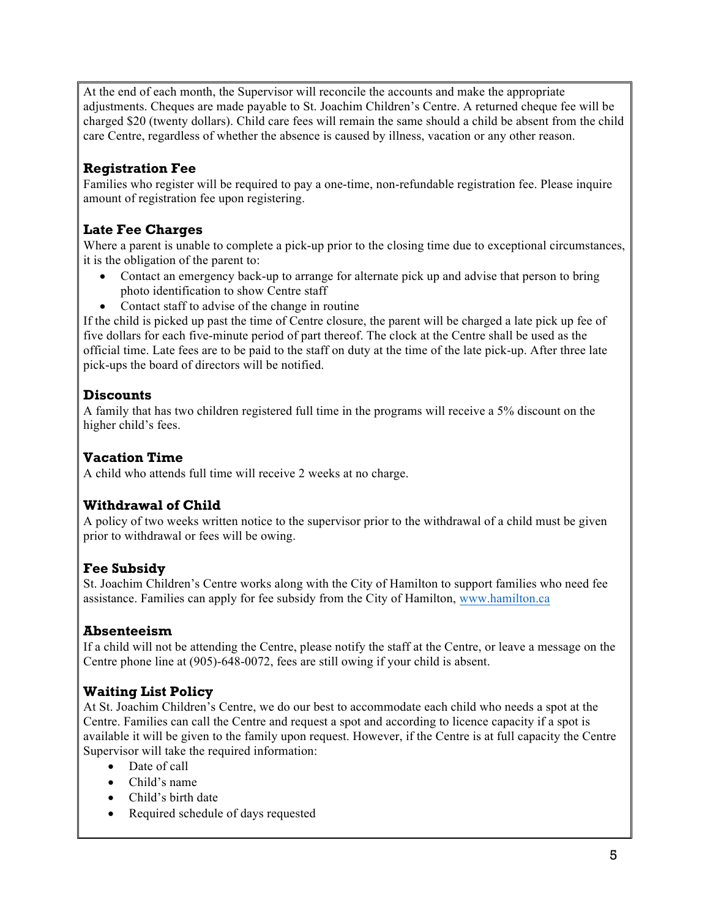At the end of each month, the Supervisor will reconcile the accounts and make the appropriate adjustments. Cheques are made payable to St. Joachim Children's Centre. A returned cheque fee will be charged $20 (twenty dollars). Child care fees will remain the same should a child be absent from the child care Centre, regardless of whether the absence is caused by illness, vacation or any other reason.

### Registration Fee

Families who register will be required to pay a one-time, non-refundable registration fee. Please inquire amount of registration fee upon registering.

### Late Fee Charges

Where a parent is unable to complete a pick-up prior to the closing time due to exceptional circumstances, it is the obligation of the parent to:

- Contact an emergency back-up to arrange for alternate pick up and advise that person to bring photo identification to show Centre staff
- Contact staff to advise of the change in routine

If the child is picked up past the time of Centre closure, the parent will be charged a late pick up fee of five dollars for each five-minute period of part thereof. The clock at the Centre shall be used as the official time. Late fees are to be paid to the staff on duty at the time of the late pick-up. After three late pick-ups the board of directors will be notified.

### Discounts

A family that has two children registered full time in the programs will receive a 5% discount on the higher child's fees.

### Vacation Time

A child who attends full time will receive 2 weeks at no charge.

### Withdrawal of Child

A policy of two weeks written notice to the supervisor prior to the withdrawal of a child must be given prior to withdrawal or fees will be owing.

### Fee Subsidy

St. Joachim Children's Centre works along with the City of Hamilton to support families who need fee assistance. Families can apply for fee subsidy from the City of Hamilton, www.hamilton.ca

### Absenteeism

If a child will not be attending the Centre, please notify the staff at the Centre, or leave a message on the Centre phone line at (905)-648-0072, fees are still owing if your child is absent.

### Waiting List Policy

At St. Joachim Children's Centre, we do our best to accommodate each child who needs a spot at the Centre. Families can call the Centre and request a spot and according to licence capacity if a spot is available it will be given to the family upon request. However, if the Centre is at full capacity the Centre Supervisor will take the required information:

- Date of call
- Child's name
- Child's birth date
- Required schedule of days requested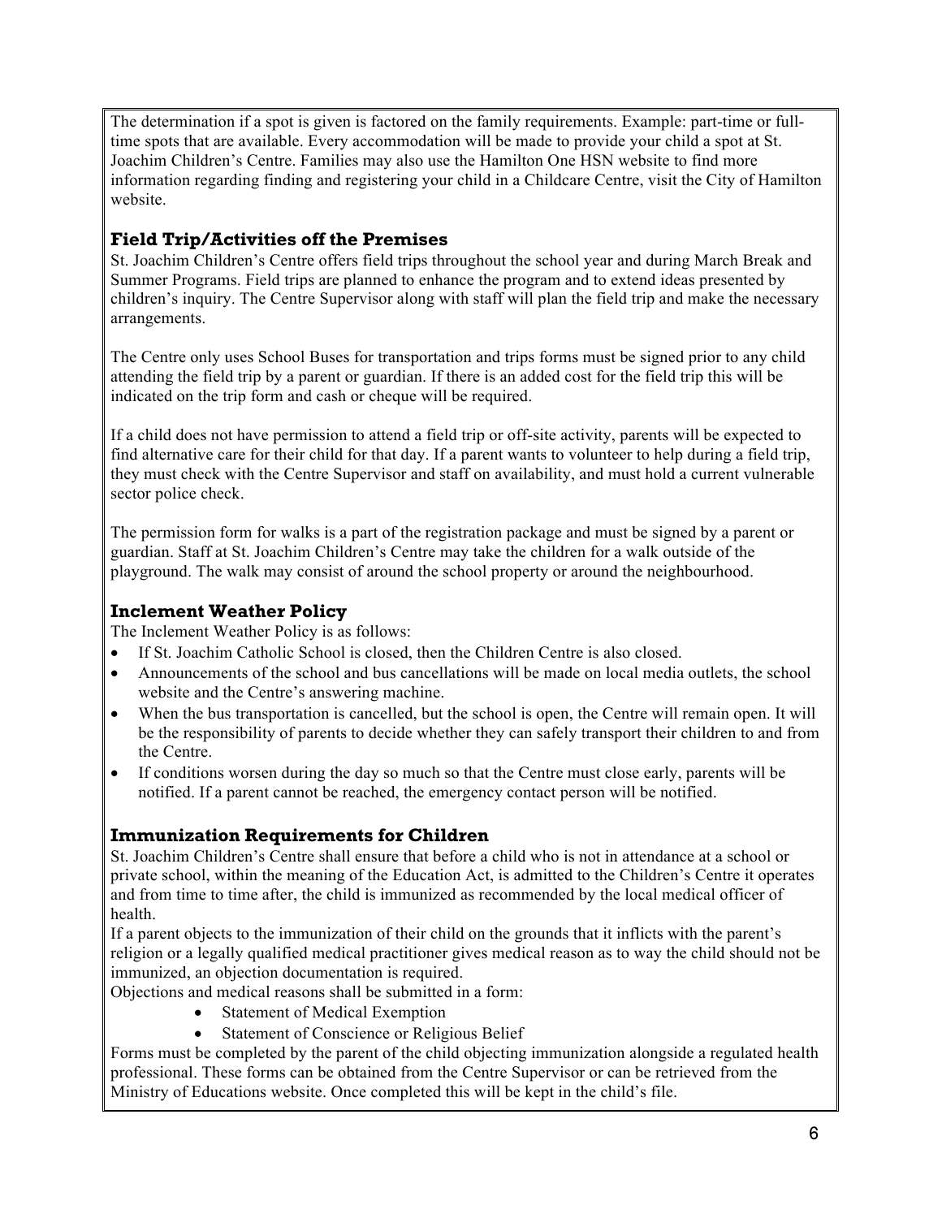The determination if a spot is given is factored on the family requirements. Example: part-time or full-time spots that are available. Every accommodation will be made to provide your child a spot at St. Joachim Children's Centre. Families may also use the Hamilton One HSN website to find more information regarding finding and registering your child in a Childcare Centre, visit the City of Hamilton website.

### Field Trip/Activities off the Premises

St. Joachim Children's Centre offers field trips throughout the school year and during March Break and Summer Programs. Field trips are planned to enhance the program and to extend ideas presented by children's inquiry. The Centre Supervisor along with staff will plan the field trip and make the necessary arrangements.

The Centre only uses School Buses for transportation and trips forms must be signed prior to any child attending the field trip by a parent or guardian. If there is an added cost for the field trip this will be indicated on the trip form and cash or cheque will be required.

If a child does not have permission to attend a field trip or off-site activity, parents will be expected to find alternative care for their child for that day. If a parent wants to volunteer to help during a field trip, they must check with the Centre Supervisor and staff on availability, and must hold a current vulnerable sector police check.

The permission form for walks is a part of the registration package and must be signed by a parent or guardian. Staff at St. Joachim Children's Centre may take the children for a walk outside of the playground. The walk may consist of around the school property or around the neighbourhood.

### Inclement Weather Policy

The Inclement Weather Policy is as follows:

- If St. Joachim Catholic School is closed, then the Children Centre is also closed.
- Announcements of the school and bus cancellations will be made on local media outlets, the school website and the Centre's answering machine.
- When the bus transportation is cancelled, but the school is open, the Centre will remain open. It will be the responsibility of parents to decide whether they can safely transport their children to and from the Centre.
- If conditions worsen during the day so much so that the Centre must close early, parents will be notified. If a parent cannot be reached, the emergency contact person will be notified.

### Immunization Requirements for Children

St. Joachim Children's Centre shall ensure that before a child who is not in attendance at a school or private school, within the meaning of the Education Act, is admitted to the Children's Centre it operates and from time to time after, the child is immunized as recommended by the local medical officer of health.

If a parent objects to the immunization of their child on the grounds that it inflicts with the parent's religion or a legally qualified medical practitioner gives medical reason as to way the child should not be immunized, an objection documentation is required.

Objections and medical reasons shall be submitted in a form:

- Statement of Medical Exemption
- Statement of Conscience or Religious Belief

Forms must be completed by the parent of the child objecting immunization alongside a regulated health professional. These forms can be obtained from the Centre Supervisor or can be retrieved from the Ministry of Educations website. Once completed this will be kept in the child's file.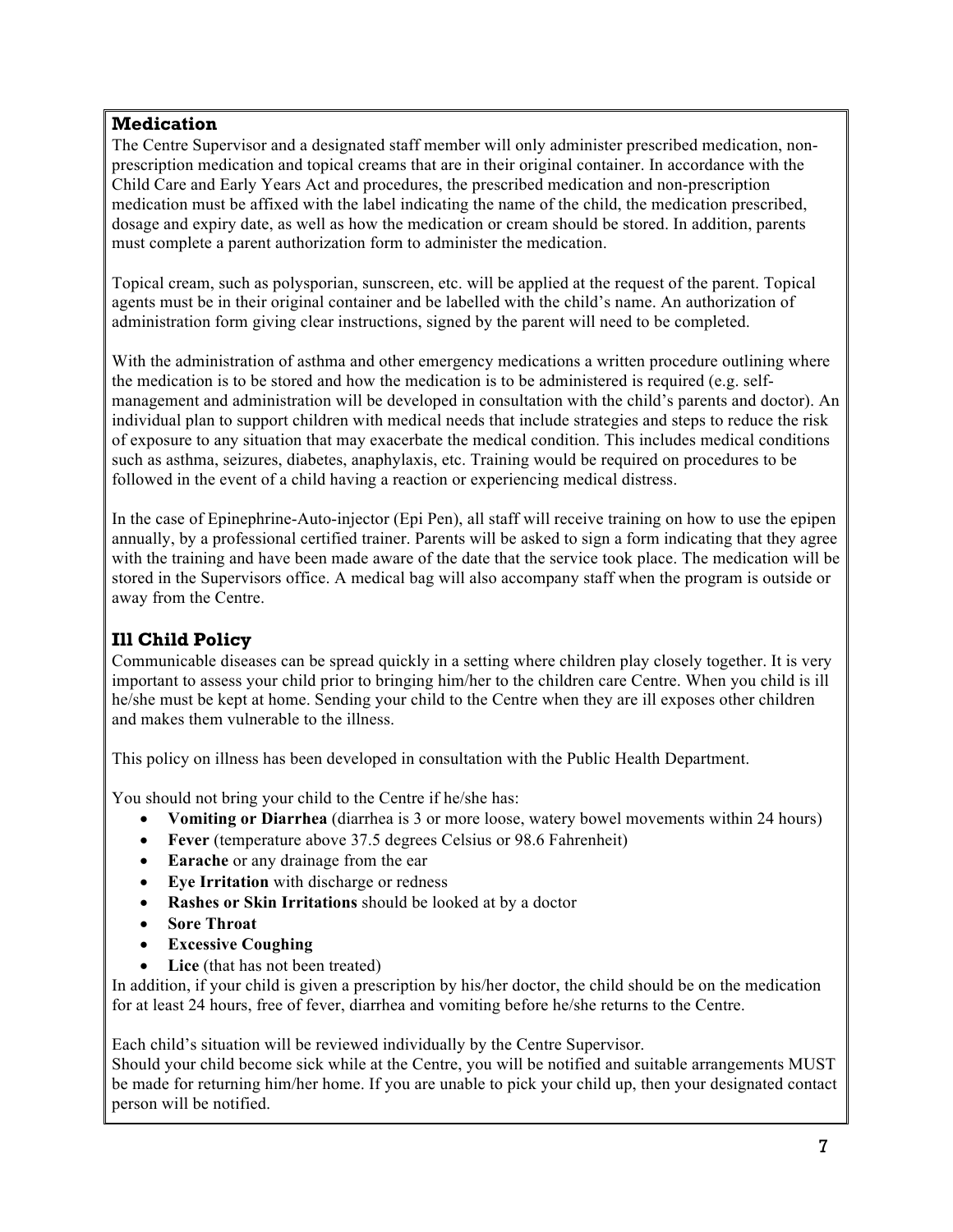## Medication

The Centre Supervisor and a designated staff member will only administer prescribed medication, non-prescription medication and topical creams that are in their original container. In accordance with the Child Care and Early Years Act and procedures, the prescribed medication and non-prescription medication must be affixed with the label indicating the name of the child, the medication prescribed, dosage and expiry date, as well as how the medication or cream should be stored. In addition, parents must complete a parent authorization form to administer the medication.

Topical cream, such as polysporian, sunscreen, etc. will be applied at the request of the parent. Topical agents must be in their original container and be labelled with the child's name. An authorization of administration form giving clear instructions, signed by the parent will need to be completed.

With the administration of asthma and other emergency medications a written procedure outlining where the medication is to be stored and how the medication is to be administered is required (e.g. self-management and administration will be developed in consultation with the child's parents and doctor). An individual plan to support children with medical needs that include strategies and steps to reduce the risk of exposure to any situation that may exacerbate the medical condition. This includes medical conditions such as asthma, seizures, diabetes, anaphylaxis, etc. Training would be required on procedures to be followed in the event of a child having a reaction or experiencing medical distress.

In the case of Epinephrine-Auto-injector (Epi Pen), all staff will receive training on how to use the epipen annually, by a professional certified trainer. Parents will be asked to sign a form indicating that they agree with the training and have been made aware of the date that the service took place. The medication will be stored in the Supervisors office. A medical bag will also accompany staff when the program is outside or away from the Centre.

## Ill Child Policy

Communicable diseases can be spread quickly in a setting where children play closely together. It is very important to assess your child prior to bringing him/her to the children care Centre. When you child is ill he/she must be kept at home. Sending your child to the Centre when they are ill exposes other children and makes them vulnerable to the illness.

This policy on illness has been developed in consultation with the Public Health Department.

You should not bring your child to the Centre if he/she has:

- **Vomiting or Diarrhea** (diarrhea is 3 or more loose, watery bowel movements within 24 hours)
- **Fever** (temperature above 37.5 degrees Celsius or 98.6 Fahrenheit)
- **Earache** or any drainage from the ear
- **Eye Irritation** with discharge or redness
- **Rashes or Skin Irritations** should be looked at by a doctor
- **Sore Throat**
- **Excessive Coughing**
- **Lice** (that has not been treated)

In addition, if your child is given a prescription by his/her doctor, the child should be on the medication for at least 24 hours, free of fever, diarrhea and vomiting before he/she returns to the Centre.

Each child's situation will be reviewed individually by the Centre Supervisor.
Should your child become sick while at the Centre, you will be notified and suitable arrangements MUST be made for returning him/her home. If you are unable to pick your child up, then your designated contact person will be notified.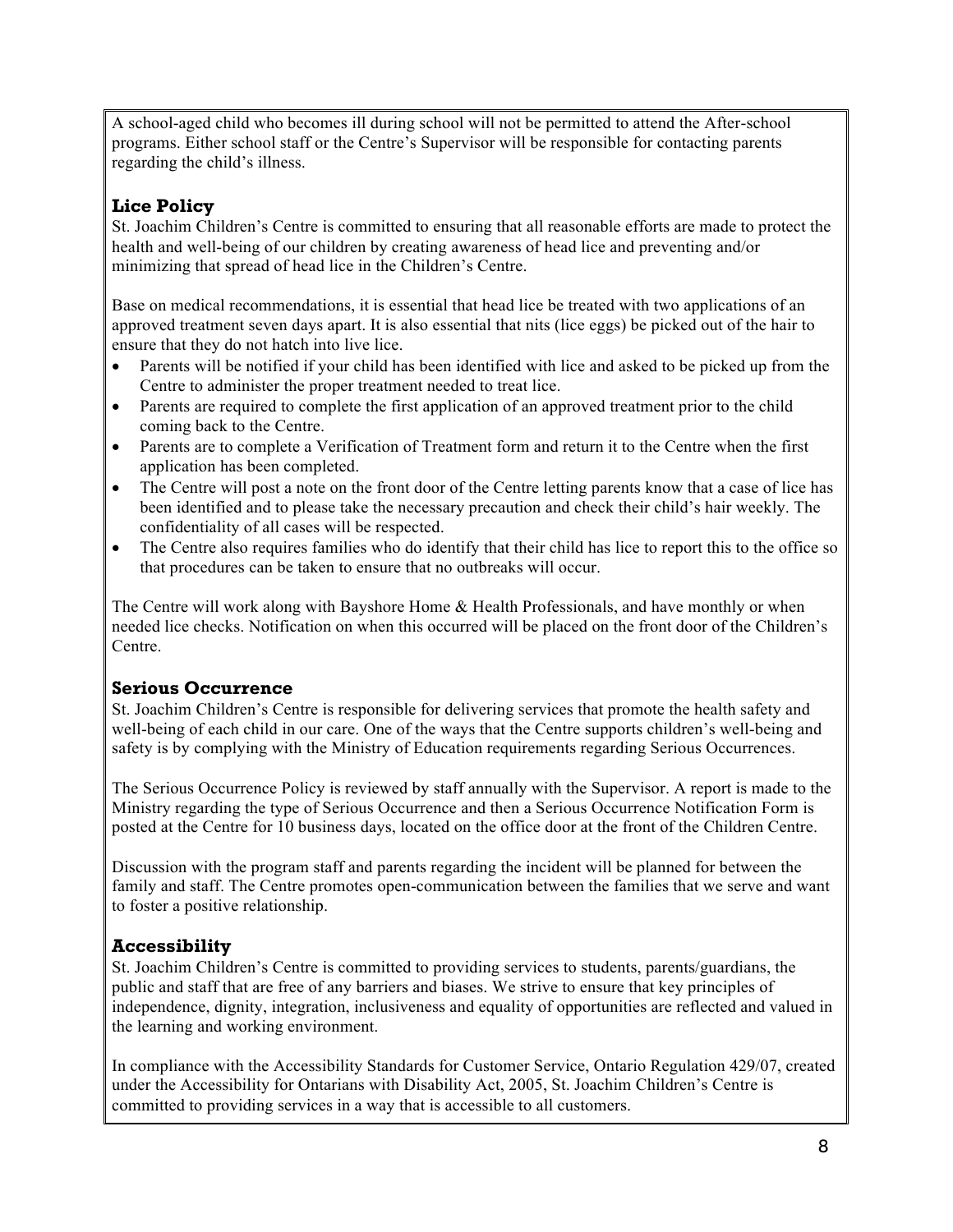A school-aged child who becomes ill during school will not be permitted to attend the After-school programs. Either school staff or the Centre's Supervisor will be responsible for contacting parents regarding the child's illness.

## Lice Policy

St. Joachim Children's Centre is committed to ensuring that all reasonable efforts are made to protect the health and well-being of our children by creating awareness of head lice and preventing and/or minimizing that spread of head lice in the Children's Centre.

Base on medical recommendations, it is essential that head lice be treated with two applications of an approved treatment seven days apart. It is also essential that nits (lice eggs) be picked out of the hair to ensure that they do not hatch into live lice.

- Parents will be notified if your child has been identified with lice and asked to be picked up from the Centre to administer the proper treatment needed to treat lice.
- Parents are required to complete the first application of an approved treatment prior to the child coming back to the Centre.
- Parents are to complete a Verification of Treatment form and return it to the Centre when the first application has been completed.
- The Centre will post a note on the front door of the Centre letting parents know that a case of lice has been identified and to please take the necessary precaution and check their child's hair weekly. The confidentiality of all cases will be respected.
- The Centre also requires families who do identify that their child has lice to report this to the office so that procedures can be taken to ensure that no outbreaks will occur.

The Centre will work along with Bayshore Home & Health Professionals, and have monthly or when needed lice checks. Notification on when this occurred will be placed on the front door of the Children's Centre.

## Serious Occurrence

St. Joachim Children's Centre is responsible for delivering services that promote the health safety and well-being of each child in our care. One of the ways that the Centre supports children's well-being and safety is by complying with the Ministry of Education requirements regarding Serious Occurrences.

The Serious Occurrence Policy is reviewed by staff annually with the Supervisor. A report is made to the Ministry regarding the type of Serious Occurrence and then a Serious Occurrence Notification Form is posted at the Centre for 10 business days, located on the office door at the front of the Children Centre.

Discussion with the program staff and parents regarding the incident will be planned for between the family and staff. The Centre promotes open-communication between the families that we serve and want to foster a positive relationship.

## Accessibility

St. Joachim Children's Centre is committed to providing services to students, parents/guardians, the public and staff that are free of any barriers and biases. We strive to ensure that key principles of independence, dignity, integration, inclusiveness and equality of opportunities are reflected and valued in the learning and working environment.

In compliance with the Accessibility Standards for Customer Service, Ontario Regulation 429/07, created under the Accessibility for Ontarians with Disability Act, 2005, St. Joachim Children's Centre is committed to providing services in a way that is accessible to all customers.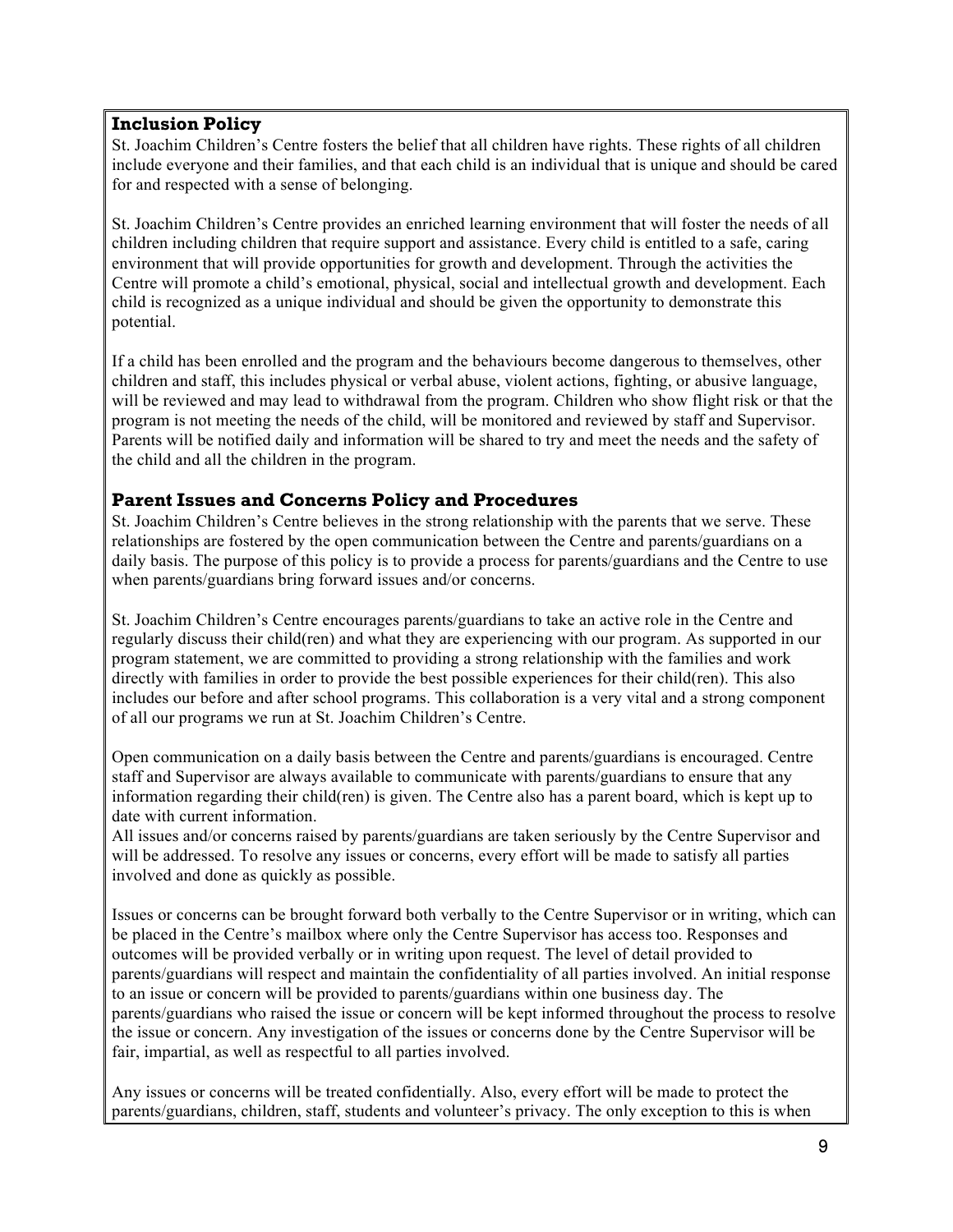## Inclusion Policy

St. Joachim Children's Centre fosters the belief that all children have rights. These rights of all children include everyone and their families, and that each child is an individual that is unique and should be cared for and respected with a sense of belonging.

St. Joachim Children's Centre provides an enriched learning environment that will foster the needs of all children including children that require support and assistance. Every child is entitled to a safe, caring environment that will provide opportunities for growth and development. Through the activities the Centre will promote a child's emotional, physical, social and intellectual growth and development. Each child is recognized as a unique individual and should be given the opportunity to demonstrate this potential.

If a child has been enrolled and the program and the behaviours become dangerous to themselves, other children and staff, this includes physical or verbal abuse, violent actions, fighting, or abusive language, will be reviewed and may lead to withdrawal from the program. Children who show flight risk or that the program is not meeting the needs of the child, will be monitored and reviewed by staff and Supervisor. Parents will be notified daily and information will be shared to try and meet the needs and the safety of the child and all the children in the program.

## Parent Issues and Concerns Policy and Procedures

St. Joachim Children's Centre believes in the strong relationship with the parents that we serve. These relationships are fostered by the open communication between the Centre and parents/guardians on a daily basis. The purpose of this policy is to provide a process for parents/guardians and the Centre to use when parents/guardians bring forward issues and/or concerns.

St. Joachim Children's Centre encourages parents/guardians to take an active role in the Centre and regularly discuss their child(ren) and what they are experiencing with our program. As supported in our program statement, we are committed to providing a strong relationship with the families and work directly with families in order to provide the best possible experiences for their child(ren). This also includes our before and after school programs. This collaboration is a very vital and a strong component of all our programs we run at St. Joachim Children's Centre.

Open communication on a daily basis between the Centre and parents/guardians is encouraged. Centre staff and Supervisor are always available to communicate with parents/guardians to ensure that any information regarding their child(ren) is given. The Centre also has a parent board, which is kept up to date with current information.
All issues and/or concerns raised by parents/guardians are taken seriously by the Centre Supervisor and will be addressed. To resolve any issues or concerns, every effort will be made to satisfy all parties involved and done as quickly as possible.

Issues or concerns can be brought forward both verbally to the Centre Supervisor or in writing, which can be placed in the Centre's mailbox where only the Centre Supervisor has access too. Responses and outcomes will be provided verbally or in writing upon request. The level of detail provided to parents/guardians will respect and maintain the confidentiality of all parties involved. An initial response to an issue or concern will be provided to parents/guardians within one business day. The parents/guardians who raised the issue or concern will be kept informed throughout the process to resolve the issue or concern. Any investigation of the issues or concerns done by the Centre Supervisor will be fair, impartial, as well as respectful to all parties involved.

Any issues or concerns will be treated confidentially. Also, every effort will be made to protect the parents/guardians, children, staff, students and volunteer's privacy. The only exception to this is when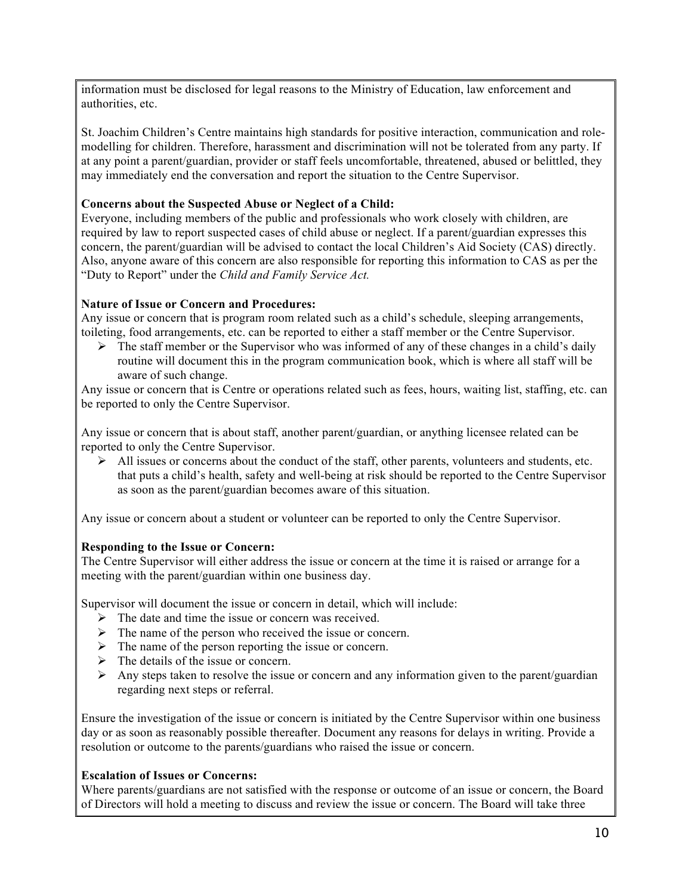information must be disclosed for legal reasons to the Ministry of Education, law enforcement and authorities, etc.

St. Joachim Children's Centre maintains high standards for positive interaction, communication and role-modelling for children. Therefore, harassment and discrimination will not be tolerated from any party. If at any point a parent/guardian, provider or staff feels uncomfortable, threatened, abused or belittled, they may immediately end the conversation and report the situation to the Centre Supervisor.

**Concerns about the Suspected Abuse or Neglect of a Child:**
Everyone, including members of the public and professionals who work closely with children, are required by law to report suspected cases of child abuse or neglect. If a parent/guardian expresses this concern, the parent/guardian will be advised to contact the local Children's Aid Society (CAS) directly. Also, anyone aware of this concern are also responsible for reporting this information to CAS as per the "Duty to Report" under the *Child and Family Service Act.*

**Nature of Issue or Concern and Procedures:**
Any issue or concern that is program room related such as a child's schedule, sleeping arrangements, toileting, food arrangements, etc. can be reported to either a staff member or the Centre Supervisor.

- The staff member or the Supervisor who was informed of any of these changes in a child's daily routine will document this in the program communication book, which is where all staff will be aware of such change.

Any issue or concern that is Centre or operations related such as fees, hours, waiting list, staffing, etc. can be reported to only the Centre Supervisor.

Any issue or concern that is about staff, another parent/guardian, or anything licensee related can be reported to only the Centre Supervisor.

- All issues or concerns about the conduct of the staff, other parents, volunteers and students, etc. that puts a child's health, safety and well-being at risk should be reported to the Centre Supervisor as soon as the parent/guardian becomes aware of this situation.

Any issue or concern about a student or volunteer can be reported to only the Centre Supervisor.

**Responding to the Issue or Concern:**
The Centre Supervisor will either address the issue or concern at the time it is raised or arrange for a meeting with the parent/guardian within one business day.

Supervisor will document the issue or concern in detail, which will include:

- The date and time the issue or concern was received.
- The name of the person who received the issue or concern.
- The name of the person reporting the issue or concern.
- The details of the issue or concern.
- Any steps taken to resolve the issue or concern and any information given to the parent/guardian regarding next steps or referral.

Ensure the investigation of the issue or concern is initiated by the Centre Supervisor within one business day or as soon as reasonably possible thereafter. Document any reasons for delays in writing. Provide a resolution or outcome to the parents/guardians who raised the issue or concern.

**Escalation of Issues or Concerns:**
Where parents/guardians are not satisfied with the response or outcome of an issue or concern, the Board of Directors will hold a meeting to discuss and review the issue or concern. The Board will take three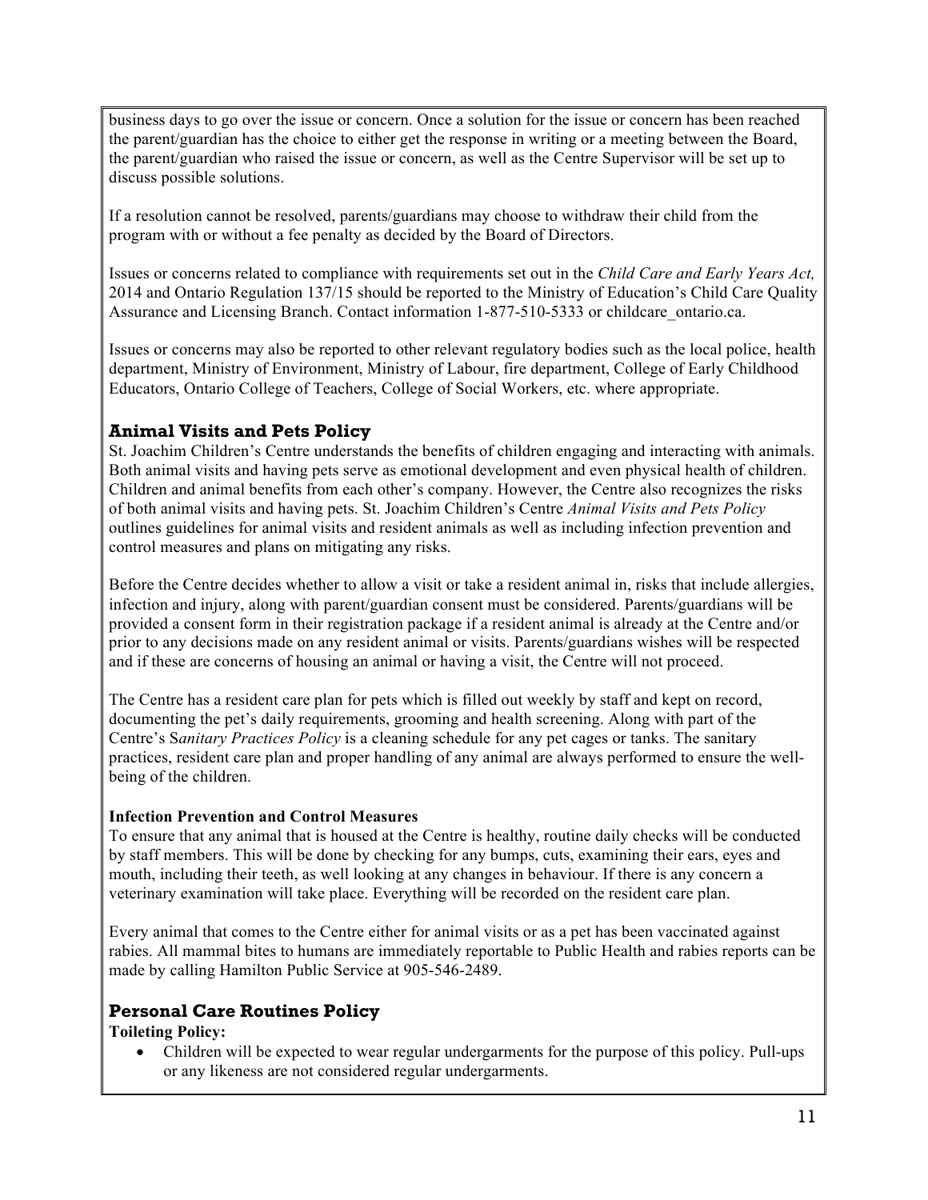business days to go over the issue or concern. Once a solution for the issue or concern has been reached the parent/guardian has the choice to either get the response in writing or a meeting between the Board, the parent/guardian who raised the issue or concern, as well as the Centre Supervisor will be set up to discuss possible solutions.

If a resolution cannot be resolved, parents/guardians may choose to withdraw their child from the program with or without a fee penalty as decided by the Board of Directors.

Issues or concerns related to compliance with requirements set out in the *Child Care and Early Years Act,* 2014 and Ontario Regulation 137/15 should be reported to the Ministry of Education's Child Care Quality Assurance and Licensing Branch. Contact information 1-877-510-5333 or childcare_ontario.ca.

Issues or concerns may also be reported to other relevant regulatory bodies such as the local police, health department, Ministry of Environment, Ministry of Labour, fire department, College of Early Childhood Educators, Ontario College of Teachers, College of Social Workers, etc. where appropriate.

## Animal Visits and Pets Policy

St. Joachim Children's Centre understands the benefits of children engaging and interacting with animals. Both animal visits and having pets serve as emotional development and even physical health of children. Children and animal benefits from each other's company. However, the Centre also recognizes the risks of both animal visits and having pets. St. Joachim Children's Centre *Animal Visits and Pets Policy* outlines guidelines for animal visits and resident animals as well as including infection prevention and control measures and plans on mitigating any risks.

Before the Centre decides whether to allow a visit or take a resident animal in, risks that include allergies, infection and injury, along with parent/guardian consent must be considered. Parents/guardians will be provided a consent form in their registration package if a resident animal is already at the Centre and/or prior to any decisions made on any resident animal or visits. Parents/guardians wishes will be respected and if these are concerns of housing an animal or having a visit, the Centre will not proceed.

The Centre has a resident care plan for pets which is filled out weekly by staff and kept on record, documenting the pet's daily requirements, grooming and health screening. Along with part of the Centre's S*anitary Practices Policy* is a cleaning schedule for any pet cages or tanks. The sanitary practices, resident care plan and proper handling of any animal are always performed to ensure the well-being of the children.

**Infection Prevention and Control Measures**

To ensure that any animal that is housed at the Centre is healthy, routine daily checks will be conducted by staff members. This will be done by checking for any bumps, cuts, examining their ears, eyes and mouth, including their teeth, as well looking at any changes in behaviour. If there is any concern a veterinary examination will take place. Everything will be recorded on the resident care plan.

Every animal that comes to the Centre either for animal visits or as a pet has been vaccinated against rabies. All mammal bites to humans are immediately reportable to Public Health and rabies reports can be made by calling Hamilton Public Service at 905-546-2489.

## Personal Care Routines Policy

**Toileting Policy:**

- Children will be expected to wear regular undergarments for the purpose of this policy. Pull-ups or any likeness are not considered regular undergarments.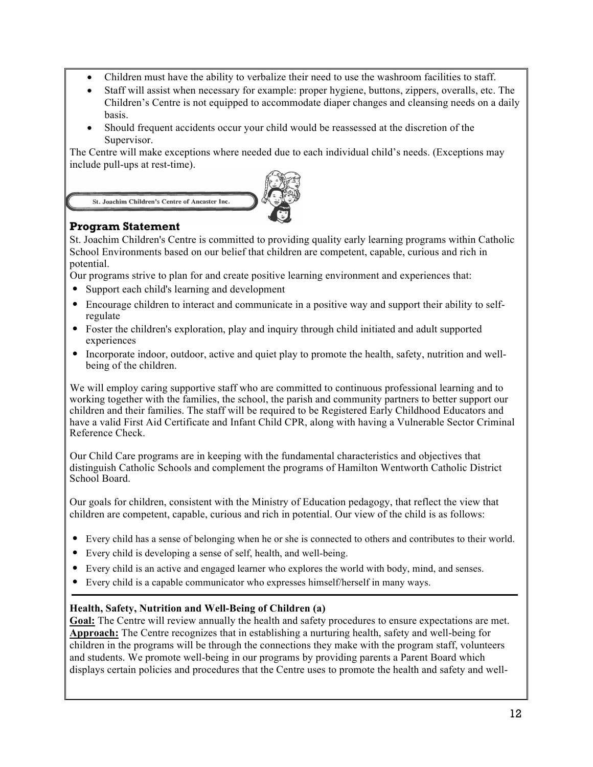- Children must have the ability to verbalize their need to use the washroom facilities to staff.
- Staff will assist when necessary for example: proper hygiene, buttons, zippers, overalls, etc. The Children's Centre is not equipped to accommodate diaper changes and cleansing needs on a daily basis.
- Should frequent accidents occur your child would be reassessed at the discretion of the Supervisor.

The Centre will make exceptions where needed due to each individual child's needs. (Exceptions may include pull-ups at rest-time).

St. Joachim Children's Centre of Ancaster Inc.

## Program Statement

St. Joachim Children's Centre is committed to providing quality early learning programs within Catholic School Environments based on our belief that children are competent, capable, curious and rich in potential.

Our programs strive to plan for and create positive learning environment and experiences that:

- Support each child's learning and development
- Encourage children to interact and communicate in a positive way and support their ability to self-regulate
- Foster the children's exploration, play and inquiry through child initiated and adult supported experiences
- Incorporate indoor, outdoor, active and quiet play to promote the health, safety, nutrition and well-being of the children.

We will employ caring supportive staff who are committed to continuous professional learning and to working together with the families, the school, the parish and community partners to better support our children and their families. The staff will be required to be Registered Early Childhood Educators and have a valid First Aid Certificate and Infant Child CPR, along with having a Vulnerable Sector Criminal Reference Check.

Our Child Care programs are in keeping with the fundamental characteristics and objectives that distinguish Catholic Schools and complement the programs of Hamilton Wentworth Catholic District School Board.

Our goals for children, consistent with the Ministry of Education pedagogy, that reflect the view that children are competent, capable, curious and rich in potential. Our view of the child is as follows:

- Every child has a sense of belonging when he or she is connected to others and contributes to their world.
- Every child is developing a sense of self, health, and well-being.
- Every child is an active and engaged learner who explores the world with body, mind, and senses.
- Every child is a capable communicator who expresses himself/herself in many ways.

---

**Health, Safety, Nutrition and Well-Being of Children (a)**

**Goal:** The Centre will review annually the health and safety procedures to ensure expectations are met.
**Approach:** The Centre recognizes that in establishing a nurturing health, safety and well-being for children in the programs will be through the connections they make with the program staff, volunteers and students. We promote well-being in our programs by providing parents a Parent Board which displays certain policies and procedures that the Centre uses to promote the health and safety and well-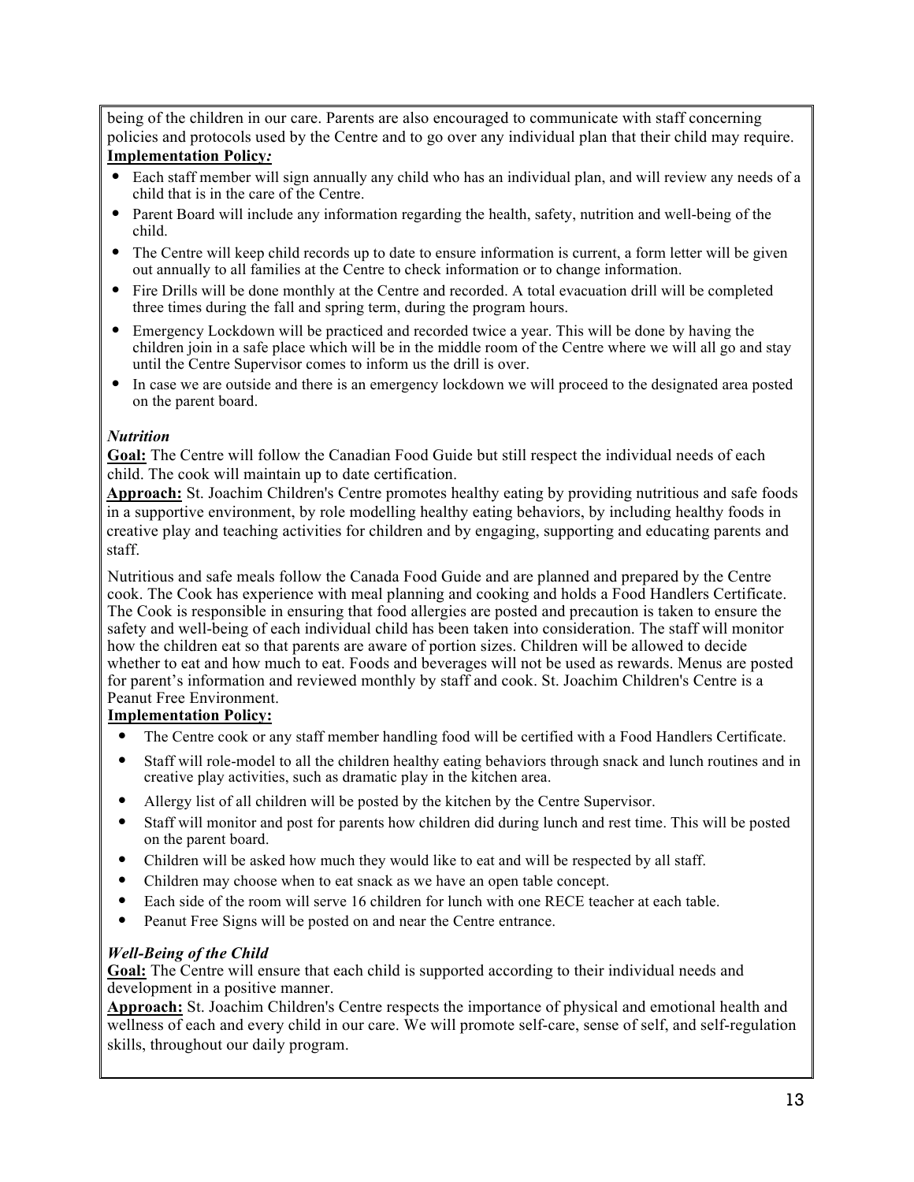being of the children in our care. Parents are also encouraged to communicate with staff concerning policies and protocols used by the Centre and to go over any individual plan that their child may require.

**Implementation Policy:**

- Each staff member will sign annually any child who has an individual plan, and will review any needs of a child that is in the care of the Centre.
- Parent Board will include any information regarding the health, safety, nutrition and well-being of the child.
- The Centre will keep child records up to date to ensure information is current, a form letter will be given out annually to all families at the Centre to check information or to change information.
- Fire Drills will be done monthly at the Centre and recorded. A total evacuation drill will be completed three times during the fall and spring term, during the program hours.
- Emergency Lockdown will be practiced and recorded twice a year. This will be done by having the children join in a safe place which will be in the middle room of the Centre where we will all go and stay until the Centre Supervisor comes to inform us the drill is over.
- In case we are outside and there is an emergency lockdown we will proceed to the designated area posted on the parent board.

***Nutrition***

**Goal:** The Centre will follow the Canadian Food Guide but still respect the individual needs of each child. The cook will maintain up to date certification.

**Approach:** St. Joachim Children's Centre promotes healthy eating by providing nutritious and safe foods in a supportive environment, by role modelling healthy eating behaviors, by including healthy foods in creative play and teaching activities for children and by engaging, supporting and educating parents and staff.

Nutritious and safe meals follow the Canada Food Guide and are planned and prepared by the Centre cook. The Cook has experience with meal planning and cooking and holds a Food Handlers Certificate. The Cook is responsible in ensuring that food allergies are posted and precaution is taken to ensure the safety and well-being of each individual child has been taken into consideration. The staff will monitor how the children eat so that parents are aware of portion sizes. Children will be allowed to decide whether to eat and how much to eat. Foods and beverages will not be used as rewards. Menus are posted for parent's information and reviewed monthly by staff and cook. St. Joachim Children's Centre is a Peanut Free Environment.

**Implementation Policy:**

- The Centre cook or any staff member handling food will be certified with a Food Handlers Certificate.
- Staff will role-model to all the children healthy eating behaviors through snack and lunch routines and in creative play activities, such as dramatic play in the kitchen area.
- Allergy list of all children will be posted by the kitchen by the Centre Supervisor.
- Staff will monitor and post for parents how children did during lunch and rest time. This will be posted on the parent board.
- Children will be asked how much they would like to eat and will be respected by all staff.
- Children may choose when to eat snack as we have an open table concept.
- Each side of the room will serve 16 children for lunch with one RECE teacher at each table.
- Peanut Free Signs will be posted on and near the Centre entrance.

***Well-Being of the Child***

**Goal:** The Centre will ensure that each child is supported according to their individual needs and development in a positive manner.

**Approach:** St. Joachim Children's Centre respects the importance of physical and emotional health and wellness of each and every child in our care. We will promote self-care, sense of self, and self-regulation skills, throughout our daily program.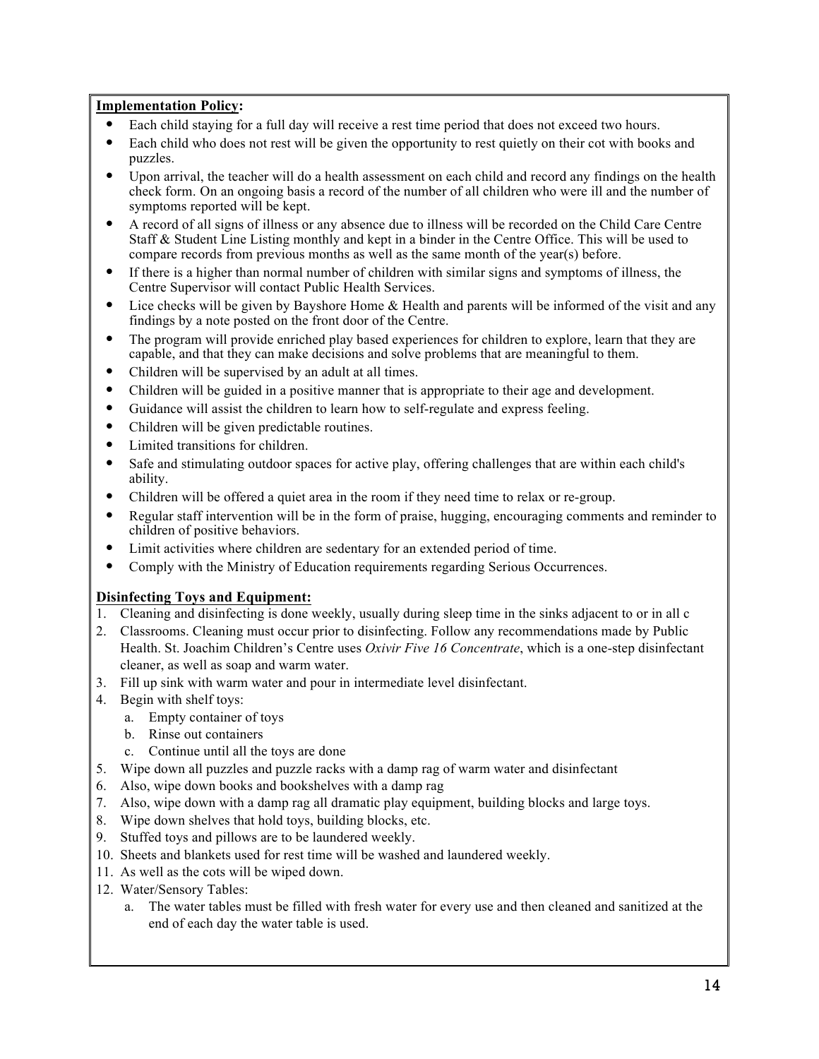**Implementation Policy:**

- Each child staying for a full day will receive a rest time period that does not exceed two hours.
- Each child who does not rest will be given the opportunity to rest quietly on their cot with books and puzzles.
- Upon arrival, the teacher will do a health assessment on each child and record any findings on the health check form. On an ongoing basis a record of the number of all children who were ill and the number of symptoms reported will be kept.
- A record of all signs of illness or any absence due to illness will be recorded on the Child Care Centre Staff & Student Line Listing monthly and kept in a binder in the Centre Office. This will be used to compare records from previous months as well as the same month of the year(s) before.
- If there is a higher than normal number of children with similar signs and symptoms of illness, the Centre Supervisor will contact Public Health Services.
- Lice checks will be given by Bayshore Home & Health and parents will be informed of the visit and any findings by a note posted on the front door of the Centre.
- The program will provide enriched play based experiences for children to explore, learn that they are capable, and that they can make decisions and solve problems that are meaningful to them.
- Children will be supervised by an adult at all times.
- Children will be guided in a positive manner that is appropriate to their age and development.
- Guidance will assist the children to learn how to self-regulate and express feeling.
- Children will be given predictable routines.
- Limited transitions for children.
- Safe and stimulating outdoor spaces for active play, offering challenges that are within each child's ability.
- Children will be offered a quiet area in the room if they need time to relax or re-group.
- Regular staff intervention will be in the form of praise, hugging, encouraging comments and reminder to children of positive behaviors.
- Limit activities where children are sedentary for an extended period of time.
- Comply with the Ministry of Education requirements regarding Serious Occurrences.

**Disinfecting Toys and Equipment:**

1. Cleaning and disinfecting is done weekly, usually during sleep time in the sinks adjacent to or in all c
2. Classrooms. Cleaning must occur prior to disinfecting. Follow any recommendations made by Public Health. St. Joachim Children's Centre uses *Oxivir Five 16 Concentrate*, which is a one-step disinfectant cleaner, as well as soap and warm water.
3. Fill up sink with warm water and pour in intermediate level disinfectant.
4. Begin with shelf toys:
   a. Empty container of toys
   b. Rinse out containers
   c. Continue until all the toys are done
5. Wipe down all puzzles and puzzle racks with a damp rag of warm water and disinfectant
6. Also, wipe down books and bookshelves with a damp rag
7. Also, wipe down with a damp rag all dramatic play equipment, building blocks and large toys.
8. Wipe down shelves that hold toys, building blocks, etc.
9. Stuffed toys and pillows are to be laundered weekly.
10. Sheets and blankets used for rest time will be washed and laundered weekly.
11. As well as the cots will be wiped down.
12. Water/Sensory Tables:
    a. The water tables must be filled with fresh water for every use and then cleaned and sanitized at the end of each day the water table is used.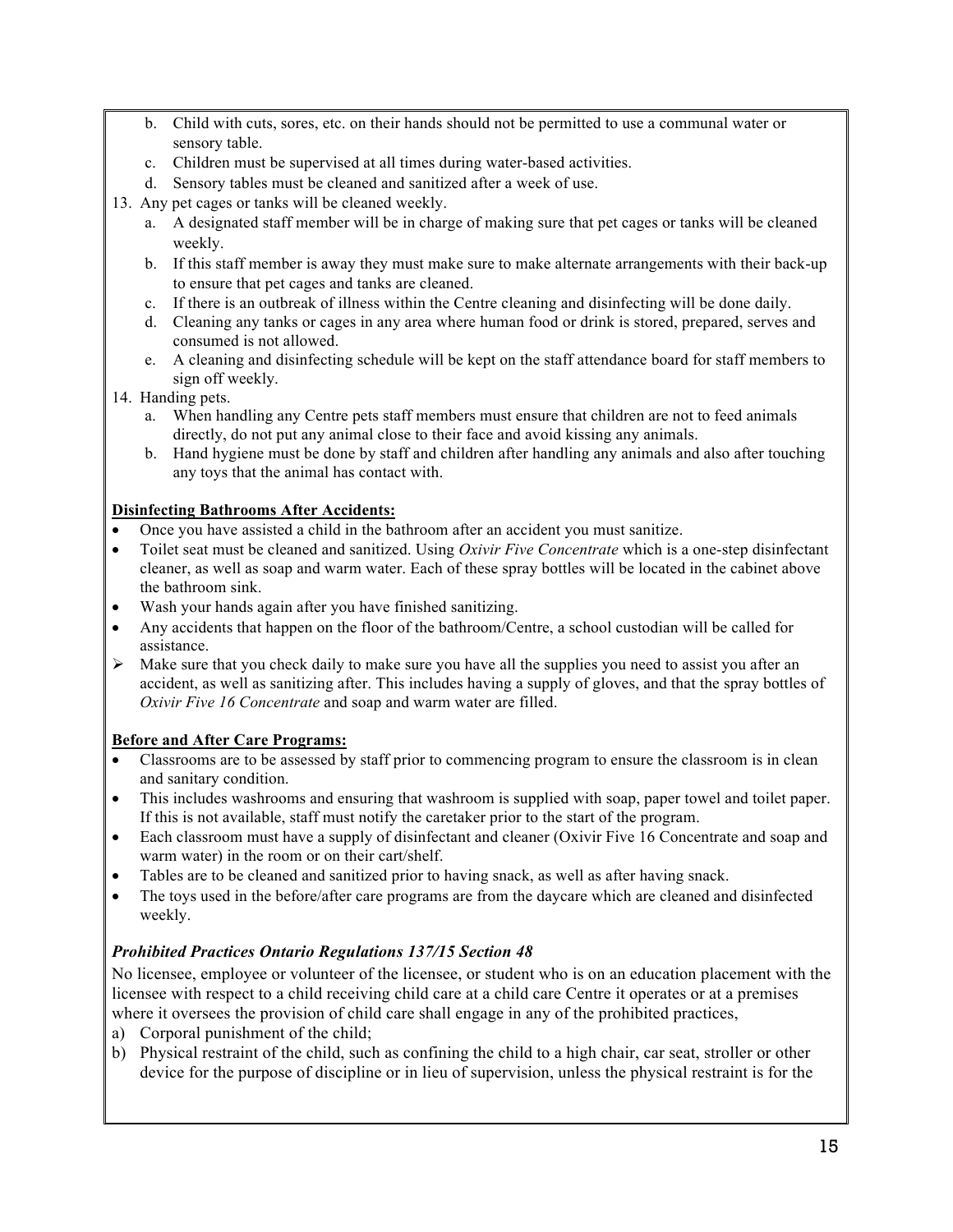b. Child with cuts, sores, etc. on their hands should not be permitted to use a communal water or sensory table.
c. Children must be supervised at all times during water-based activities.
d. Sensory tables must be cleaned and sanitized after a week of use.

13. Any pet cages or tanks will be cleaned weekly.
    a. A designated staff member will be in charge of making sure that pet cages or tanks will be cleaned weekly.
    b. If this staff member is away they must make sure to make alternate arrangements with their back-up to ensure that pet cages and tanks are cleaned.
    c. If there is an outbreak of illness within the Centre cleaning and disinfecting will be done daily.
    d. Cleaning any tanks or cages in any area where human food or drink is stored, prepared, serves and consumed is not allowed.
    e. A cleaning and disinfecting schedule will be kept on the staff attendance board for staff members to sign off weekly.
14. Handing pets.
    a. When handling any Centre pets staff members must ensure that children are not to feed animals directly, do not put any animal close to their face and avoid kissing any animals.
    b. Hand hygiene must be done by staff and children after handling any animals and also after touching any toys that the animal has contact with.

**Disinfecting Bathrooms After Accidents:**

- Once you have assisted a child in the bathroom after an accident you must sanitize.
- Toilet seat must be cleaned and sanitized. Using *Oxivir Five Concentrate* which is a one-step disinfectant cleaner, as well as soap and warm water. Each of these spray bottles will be located in the cabinet above the bathroom sink.
- Wash your hands again after you have finished sanitizing.
- Any accidents that happen on the floor of the bathroom/Centre, a school custodian will be called for assistance.

➢ Make sure that you check daily to make sure you have all the supplies you need to assist you after an accident, as well as sanitizing after. This includes having a supply of gloves, and that the spray bottles of *Oxivir Five 16 Concentrate* and soap and warm water are filled.

**Before and After Care Programs:**

- Classrooms are to be assessed by staff prior to commencing program to ensure the classroom is in clean and sanitary condition.
- This includes washrooms and ensuring that washroom is supplied with soap, paper towel and toilet paper. If this is not available, staff must notify the caretaker prior to the start of the program.
- Each classroom must have a supply of disinfectant and cleaner (Oxivir Five 16 Concentrate and soap and warm water) in the room or on their cart/shelf.
- Tables are to be cleaned and sanitized prior to having snack, as well as after having snack.
- The toys used in the before/after care programs are from the daycare which are cleaned and disinfected weekly.

***Prohibited Practices Ontario Regulations 137/15 Section 48***

No licensee, employee or volunteer of the licensee, or student who is on an education placement with the licensee with respect to a child receiving child care at a child care Centre it operates or at a premises where it oversees the provision of child care shall engage in any of the prohibited practices,

a) Corporal punishment of the child;
b) Physical restraint of the child, such as confining the child to a high chair, car seat, stroller or other device for the purpose of discipline or in lieu of supervision, unless the physical restraint is for the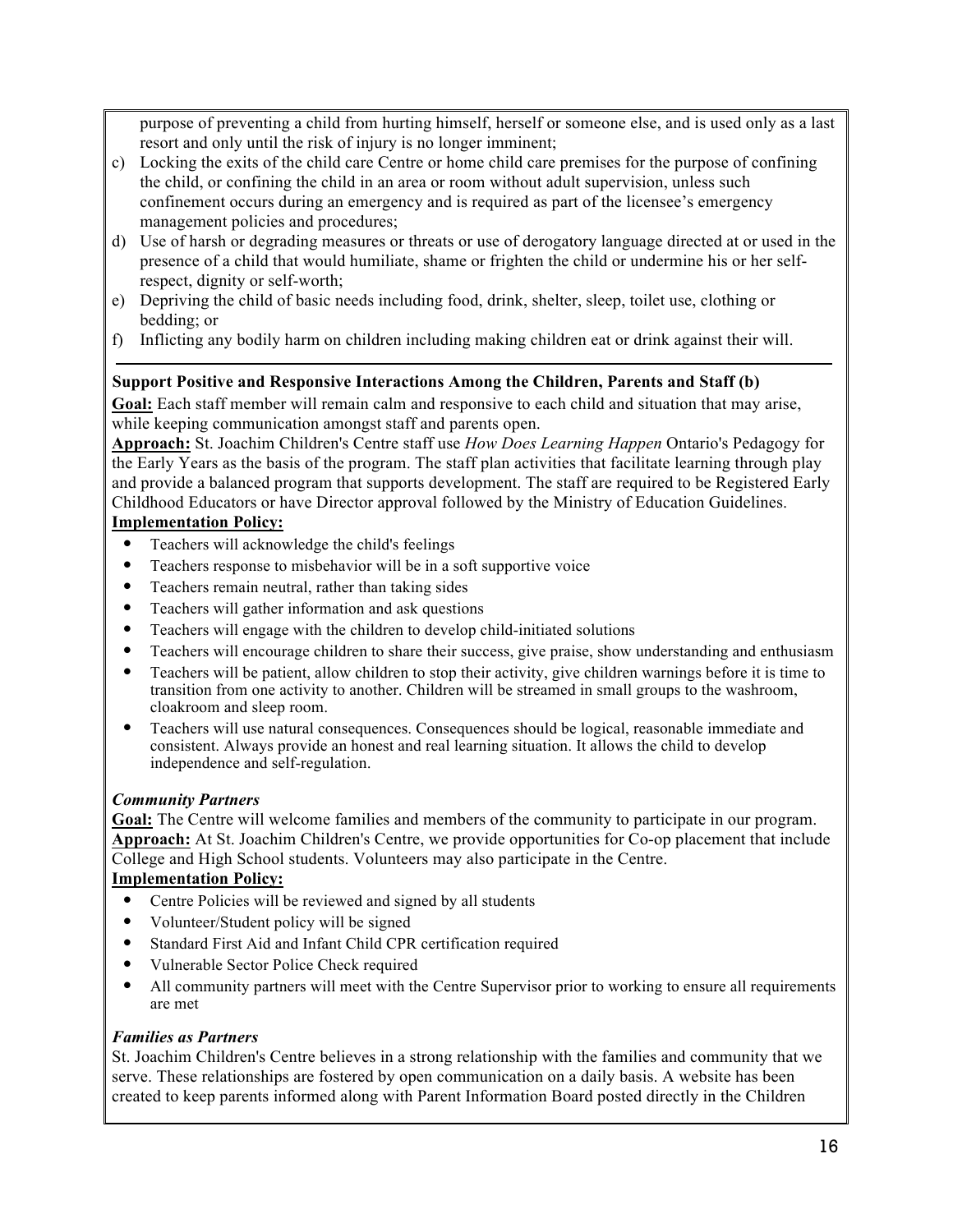purpose of preventing a child from hurting himself, herself or someone else, and is used only as a last resort and only until the risk of injury is no longer imminent;

c) Locking the exits of the child care Centre or home child care premises for the purpose of confining the child, or confining the child in an area or room without adult supervision, unless such confinement occurs during an emergency and is required as part of the licensee's emergency management policies and procedures;

d) Use of harsh or degrading measures or threats or use of derogatory language directed at or used in the presence of a child that would humiliate, shame or frighten the child or undermine his or her self-respect, dignity or self-worth;

e) Depriving the child of basic needs including food, drink, shelter, sleep, toilet use, clothing or bedding; or

f) Inflicting any bodily harm on children including making children eat or drink against their will.

---

**Support Positive and Responsive Interactions Among the Children, Parents and Staff (b)**

**Goal:** Each staff member will remain calm and responsive to each child and situation that may arise, while keeping communication amongst staff and parents open.

**Approach:** St. Joachim Children's Centre staff use *How Does Learning Happen* Ontario's Pedagogy for the Early Years as the basis of the program. The staff plan activities that facilitate learning through play and provide a balanced program that supports development. The staff are required to be Registered Early Childhood Educators or have Director approval followed by the Ministry of Education Guidelines.

**Implementation Policy:**

- Teachers will acknowledge the child's feelings
- Teachers response to misbehavior will be in a soft supportive voice
- Teachers remain neutral, rather than taking sides
- Teachers will gather information and ask questions
- Teachers will engage with the children to develop child-initiated solutions
- Teachers will encourage children to share their success, give praise, show understanding and enthusiasm
- Teachers will be patient, allow children to stop their activity, give children warnings before it is time to transition from one activity to another. Children will be streamed in small groups to the washroom, cloakroom and sleep room.
- Teachers will use natural consequences. Consequences should be logical, reasonable immediate and consistent. Always provide an honest and real learning situation. It allows the child to develop independence and self-regulation.

***Community Partners***

**Goal:** The Centre will welcome families and members of the community to participate in our program.

**Approach:** At St. Joachim Children's Centre, we provide opportunities for Co-op placement that include College and High School students. Volunteers may also participate in the Centre.

**Implementation Policy:**

- Centre Policies will be reviewed and signed by all students
- Volunteer/Student policy will be signed
- Standard First Aid and Infant Child CPR certification required
- Vulnerable Sector Police Check required
- All community partners will meet with the Centre Supervisor prior to working to ensure all requirements are met

***Families as Partners***

St. Joachim Children's Centre believes in a strong relationship with the families and community that we serve. These relationships are fostered by open communication on a daily basis. A website has been created to keep parents informed along with Parent Information Board posted directly in the Children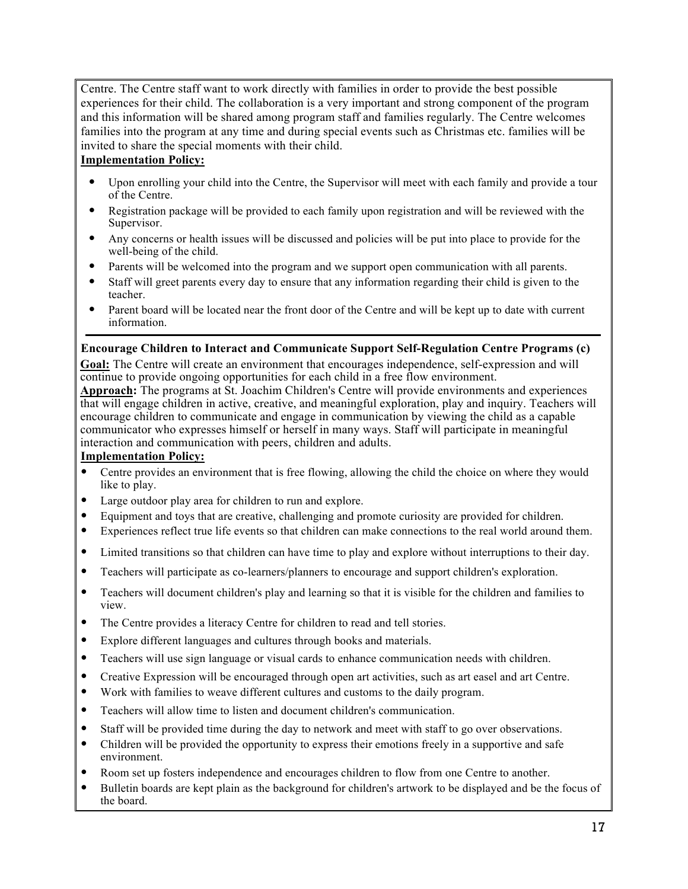Centre. The Centre staff want to work directly with families in order to provide the best possible experiences for their child. The collaboration is a very important and strong component of the program and this information will be shared among program staff and families regularly. The Centre welcomes families into the program at any time and during special events such as Christmas etc. families will be invited to share the special moments with their child.

**Implementation Policy:**

- Upon enrolling your child into the Centre, the Supervisor will meet with each family and provide a tour of the Centre.
- Registration package will be provided to each family upon registration and will be reviewed with the Supervisor.
- Any concerns or health issues will be discussed and policies will be put into place to provide for the well-being of the child.
- Parents will be welcomed into the program and we support open communication with all parents.
- Staff will greet parents every day to ensure that any information regarding their child is given to the teacher.
- Parent board will be located near the front door of the Centre and will be kept up to date with current information.

---

**Encourage Children to Interact and Communicate Support Self-Regulation Centre Programs (c)**

**Goal:** The Centre will create an environment that encourages independence, self-expression and will continue to provide ongoing opportunities for each child in a free flow environment.

**Approach:** The programs at St. Joachim Children's Centre will provide environments and experiences that will engage children in active, creative, and meaningful exploration, play and inquiry. Teachers will encourage children to communicate and engage in communication by viewing the child as a capable communicator who expresses himself or herself in many ways. Staff will participate in meaningful interaction and communication with peers, children and adults.

**Implementation Policy:**

- Centre provides an environment that is free flowing, allowing the child the choice on where they would like to play.
- Large outdoor play area for children to run and explore.
- Equipment and toys that are creative, challenging and promote curiosity are provided for children.
- Experiences reflect true life events so that children can make connections to the real world around them.
- Limited transitions so that children can have time to play and explore without interruptions to their day.
- Teachers will participate as co-learners/planners to encourage and support children's exploration.
- Teachers will document children's play and learning so that it is visible for the children and families to view.
- The Centre provides a literacy Centre for children to read and tell stories.
- Explore different languages and cultures through books and materials.
- Teachers will use sign language or visual cards to enhance communication needs with children.
- Creative Expression will be encouraged through open art activities, such as art easel and art Centre.
- Work with families to weave different cultures and customs to the daily program.
- Teachers will allow time to listen and document children's communication.
- Staff will be provided time during the day to network and meet with staff to go over observations.
- Children will be provided the opportunity to express their emotions freely in a supportive and safe environment.
- Room set up fosters independence and encourages children to flow from one Centre to another.
- Bulletin boards are kept plain as the background for children's artwork to be displayed and be the focus of the board.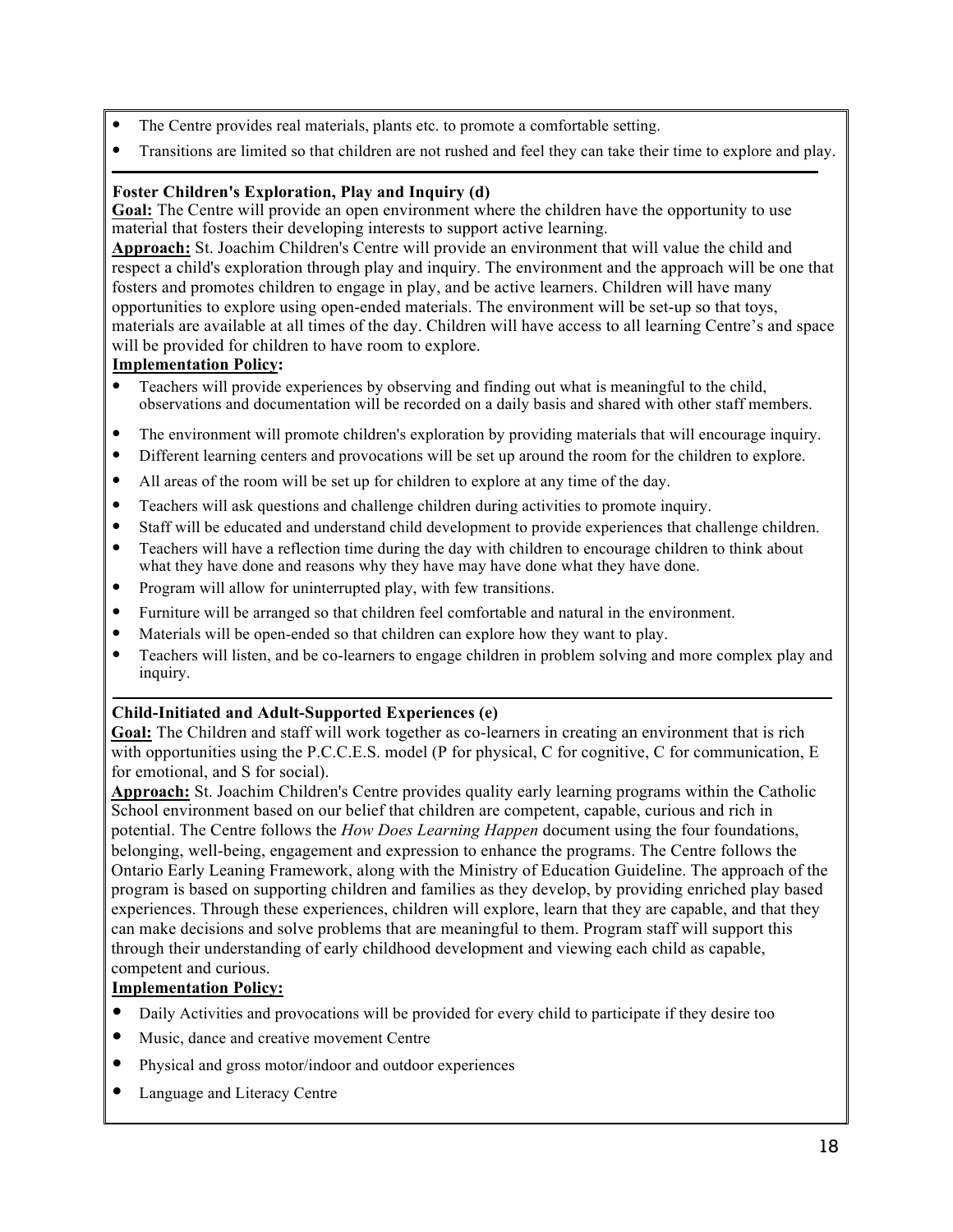- The Centre provides real materials, plants etc. to promote a comfortable setting.
- Transitions are limited so that children are not rushed and feel they can take their time to explore and play.

**Foster Children's Exploration, Play and Inquiry (d)**

**Goal:** The Centre will provide an open environment where the children have the opportunity to use material that fosters their developing interests to support active learning.

**Approach:** St. Joachim Children's Centre will provide an environment that will value the child and respect a child's exploration through play and inquiry. The environment and the approach will be one that fosters and promotes children to engage in play, and be active learners. Children will have many opportunities to explore using open-ended materials. The environment will be set-up so that toys, materials are available at all times of the day. Children will have access to all learning Centre's and space will be provided for children to have room to explore.

**Implementation Policy:**

- Teachers will provide experiences by observing and finding out what is meaningful to the child, observations and documentation will be recorded on a daily basis and shared with other staff members.
- The environment will promote children's exploration by providing materials that will encourage inquiry.
- Different learning centers and provocations will be set up around the room for the children to explore.
- All areas of the room will be set up for children to explore at any time of the day.
- Teachers will ask questions and challenge children during activities to promote inquiry.
- Staff will be educated and understand child development to provide experiences that challenge children.
- Teachers will have a reflection time during the day with children to encourage children to think about what they have done and reasons why they have may have done what they have done.
- Program will allow for uninterrupted play, with few transitions.
- Furniture will be arranged so that children feel comfortable and natural in the environment.
- Materials will be open-ended so that children can explore how they want to play.
- Teachers will listen, and be co-learners to engage children in problem solving and more complex play and inquiry.

**Child-Initiated and Adult-Supported Experiences (e)**

**Goal:** The Children and staff will work together as co-learners in creating an environment that is rich with opportunities using the P.C.C.E.S. model (P for physical, C for cognitive, C for communication, E for emotional, and S for social).

**Approach:** St. Joachim Children's Centre provides quality early learning programs within the Catholic School environment based on our belief that children are competent, capable, curious and rich in potential. The Centre follows the *How Does Learning Happen* document using the four foundations, belonging, well-being, engagement and expression to enhance the programs. The Centre follows the Ontario Early Leaning Framework, along with the Ministry of Education Guideline. The approach of the program is based on supporting children and families as they develop, by providing enriched play based experiences. Through these experiences, children will explore, learn that they are capable, and that they can make decisions and solve problems that are meaningful to them. Program staff will support this through their understanding of early childhood development and viewing each child as capable, competent and curious.

**Implementation Policy:**

- Daily Activities and provocations will be provided for every child to participate if they desire too
- Music, dance and creative movement Centre
- Physical and gross motor/indoor and outdoor experiences
- Language and Literacy Centre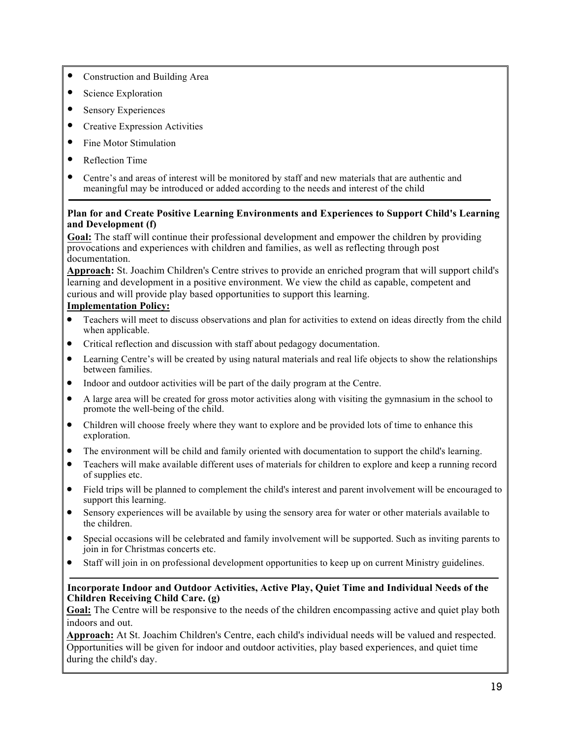- Construction and Building Area
- Science Exploration
- Sensory Experiences
- Creative Expression Activities
- Fine Motor Stimulation
- Reflection Time
- Centre's and areas of interest will be monitored by staff and new materials that are authentic and meaningful may be introduced or added according to the needs and interest of the child

---

**Plan for and Create Positive Learning Environments and Experiences to Support Child's Learning and Development (f)**

**Goal:** The staff will continue their professional development and empower the children by providing provocations and experiences with children and families, as well as reflecting through post documentation.

**Approach:** St. Joachim Children's Centre strives to provide an enriched program that will support child's learning and development in a positive environment. We view the child as capable, competent and curious and will provide play based opportunities to support this learning.

**Implementation Policy:**

- Teachers will meet to discuss observations and plan for activities to extend on ideas directly from the child when applicable.
- Critical reflection and discussion with staff about pedagogy documentation.
- Learning Centre's will be created by using natural materials and real life objects to show the relationships between families.
- Indoor and outdoor activities will be part of the daily program at the Centre.
- A large area will be created for gross motor activities along with visiting the gymnasium in the school to promote the well-being of the child.
- Children will choose freely where they want to explore and be provided lots of time to enhance this exploration.
- The environment will be child and family oriented with documentation to support the child's learning.
- Teachers will make available different uses of materials for children to explore and keep a running record of supplies etc.
- Field trips will be planned to complement the child's interest and parent involvement will be encouraged to support this learning.
- Sensory experiences will be available by using the sensory area for water or other materials available to the children.
- Special occasions will be celebrated and family involvement will be supported. Such as inviting parents to join in for Christmas concerts etc.
- Staff will join in on professional development opportunities to keep up on current Ministry guidelines.

---

**Incorporate Indoor and Outdoor Activities, Active Play, Quiet Time and Individual Needs of the Children Receiving Child Care. (g)**

**Goal:** The Centre will be responsive to the needs of the children encompassing active and quiet play both indoors and out.

**Approach:** At St. Joachim Children's Centre, each child's individual needs will be valued and respected. Opportunities will be given for indoor and outdoor activities, play based experiences, and quiet time during the child's day.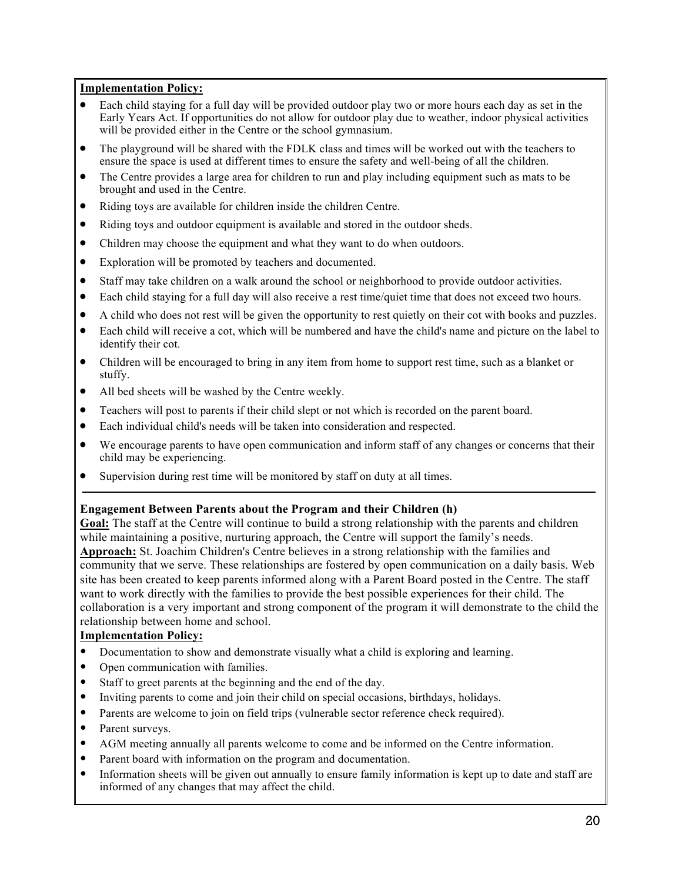**Implementation Policy:**

- Each child staying for a full day will be provided outdoor play two or more hours each day as set in the Early Years Act. If opportunities do not allow for outdoor play due to weather, indoor physical activities will be provided either in the Centre or the school gymnasium.
- The playground will be shared with the FDLK class and times will be worked out with the teachers to ensure the space is used at different times to ensure the safety and well-being of all the children.
- The Centre provides a large area for children to run and play including equipment such as mats to be brought and used in the Centre.
- Riding toys are available for children inside the children Centre.
- Riding toys and outdoor equipment is available and stored in the outdoor sheds.
- Children may choose the equipment and what they want to do when outdoors.
- Exploration will be promoted by teachers and documented.
- Staff may take children on a walk around the school or neighborhood to provide outdoor activities.
- Each child staying for a full day will also receive a rest time/quiet time that does not exceed two hours.
- A child who does not rest will be given the opportunity to rest quietly on their cot with books and puzzles.
- Each child will receive a cot, which will be numbered and have the child's name and picture on the label to identify their cot.
- Children will be encouraged to bring in any item from home to support rest time, such as a blanket or stuffy.
- All bed sheets will be washed by the Centre weekly.
- Teachers will post to parents if their child slept or not which is recorded on the parent board.
- Each individual child's needs will be taken into consideration and respected.
- We encourage parents to have open communication and inform staff of any changes or concerns that their child may be experiencing.
- Supervision during rest time will be monitored by staff on duty at all times.

---

**Engagement Between Parents about the Program and their Children (h)**

**Goal:** The staff at the Centre will continue to build a strong relationship with the parents and children while maintaining a positive, nurturing approach, the Centre will support the family's needs.

**Approach:** St. Joachim Children's Centre believes in a strong relationship with the families and community that we serve. These relationships are fostered by open communication on a daily basis. Web site has been created to keep parents informed along with a Parent Board posted in the Centre. The staff want to work directly with the families to provide the best possible experiences for their child. The collaboration is a very important and strong component of the program it will demonstrate to the child the relationship between home and school.

**Implementation Policy:**

- Documentation to show and demonstrate visually what a child is exploring and learning.
- Open communication with families.
- Staff to greet parents at the beginning and the end of the day.
- Inviting parents to come and join their child on special occasions, birthdays, holidays.
- Parents are welcome to join on field trips (vulnerable sector reference check required).
- Parent surveys.
- AGM meeting annually all parents welcome to come and be informed on the Centre information.
- Parent board with information on the program and documentation.
- Information sheets will be given out annually to ensure family information is kept up to date and staff are informed of any changes that may affect the child.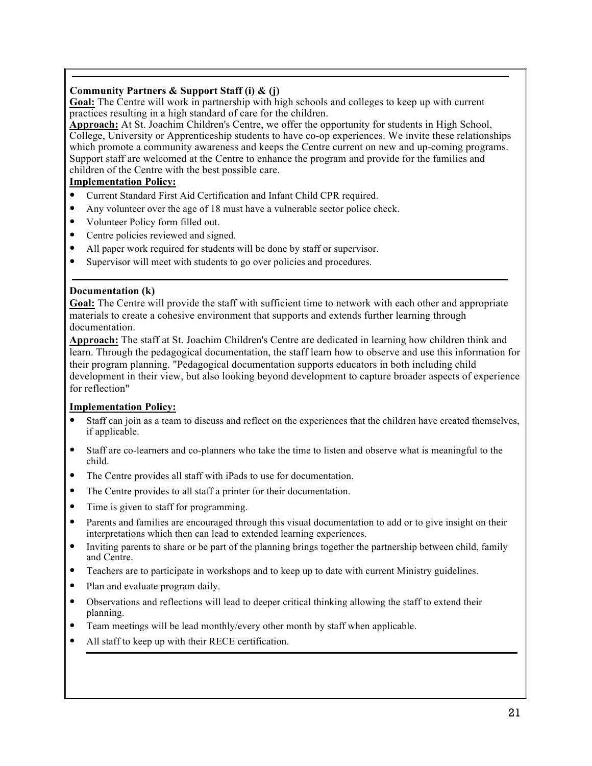**Community Partners & Support Staff (i) & (j)**

**Goal:** The Centre will work in partnership with high schools and colleges to keep up with current practices resulting in a high standard of care for the children.

**Approach:** At St. Joachim Children's Centre, we offer the opportunity for students in High School, College, University or Apprenticeship students to have co-op experiences. We invite these relationships which promote a community awareness and keeps the Centre current on new and up-coming programs. Support staff are welcomed at the Centre to enhance the program and provide for the families and children of the Centre with the best possible care.

**Implementation Policy:**

- Current Standard First Aid Certification and Infant Child CPR required.
- Any volunteer over the age of 18 must have a vulnerable sector police check.
- Volunteer Policy form filled out.
- Centre policies reviewed and signed.
- All paper work required for students will be done by staff or supervisor.
- Supervisor will meet with students to go over policies and procedures.

**Documentation (k)**

**Goal:** The Centre will provide the staff with sufficient time to network with each other and appropriate materials to create a cohesive environment that supports and extends further learning through documentation.

**Approach:** The staff at St. Joachim Children's Centre are dedicated in learning how children think and learn. Through the pedagogical documentation, the staff learn how to observe and use this information for their program planning. "Pedagogical documentation supports educators in both including child development in their view, but also looking beyond development to capture broader aspects of experience for reflection"

**Implementation Policy:**

- Staff can join as a team to discuss and reflect on the experiences that the children have created themselves, if applicable.
- Staff are co-learners and co-planners who take the time to listen and observe what is meaningful to the child.
- The Centre provides all staff with iPads to use for documentation.
- The Centre provides to all staff a printer for their documentation.
- Time is given to staff for programming.
- Parents and families are encouraged through this visual documentation to add or to give insight on their interpretations which then can lead to extended learning experiences.
- Inviting parents to share or be part of the planning brings together the partnership between child, family and Centre.
- Teachers are to participate in workshops and to keep up to date with current Ministry guidelines.
- Plan and evaluate program daily.
- Observations and reflections will lead to deeper critical thinking allowing the staff to extend their planning.
- Team meetings will be lead monthly/every other month by staff when applicable.
- All staff to keep up with their RECE certification.